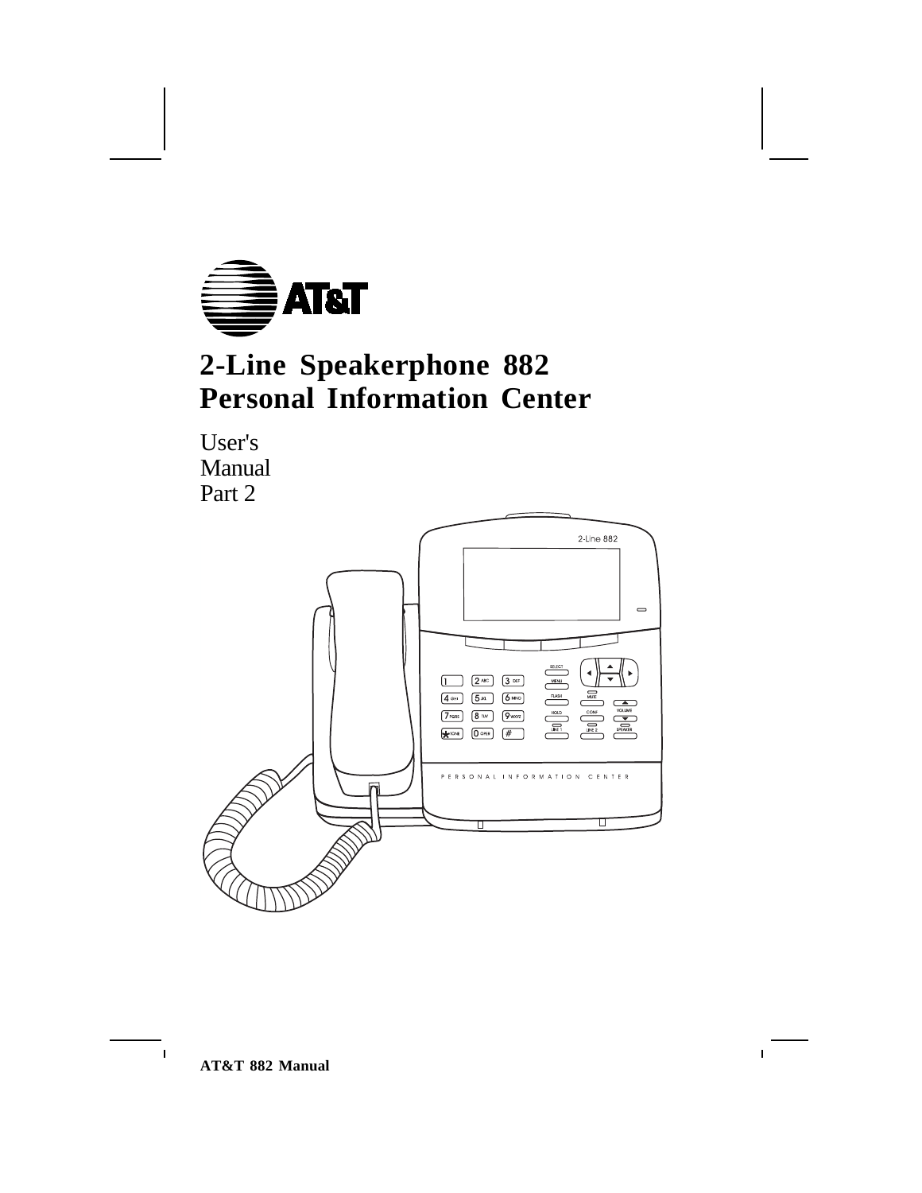AT&T

# 2-Line Speakerphone 882
# Personal Information Center

User's
Manual
Part 2

AT&T 882 Manual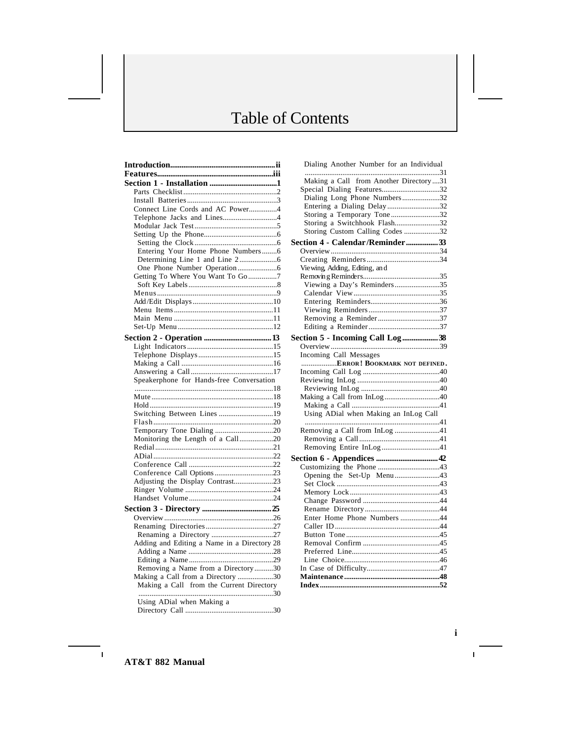# Table of Contents

**Introduction........................................................ii**
**Features.............................................................iii**
**Section 1 - Installation ...................................1**
Parts Checklist.................................................2
Install Batteries................................................3
Connect Line Cords and AC Power...............4
Telephone Jacks and Lines.............................4
Modular Jack Test............................................5
Setting Up the Phone.......................................6
Setting the Clock............................................6
Entering Your Home Phone Numbers........6
Determining Line 1 and Line 2....................6
One Phone Number Operation.....................6
Getting To Where You Want To Go...............7
Soft Key Labels...............................................8
Menus................................................................9
Add/Edit Displays...........................................10
Menu Items.....................................................11
Main Menu .....................................................11
Set-Up Menu...................................................12
**Section 2 - Operation ...................................13**
Light Indicators..............................................15
Telephone Displays........................................15
Making a Call .................................................16
Answering a Call............................................17
Speakerphone for Hands-free Conversation ..........................................................................18
Mute.................................................................18
Hold..................................................................19
Switching Between Lines .............................19
Flash................................................................20
Temporary Tone Dialing ...............................20
Monitoring the Length of a Call..................20
Redial...............................................................21
ADial................................................................22
Conference Call .............................................22
Conference Call Options...............................23
Adjusting the Display Contrast.....................23
Ringer Volume ...............................................24
Handset Volume.............................................24
**Section 3 - Directory .....................................25**
Overview..........................................................26
Renaming Directories....................................27
Renaming a Directory .................................27
Adding and Editing a Name in a Directory 28
Adding a Name .............................................28
Editing a Name..............................................29
Removing a Name from a Directory..........30
Making a Call from a Directory ...................30
Making a Call from the Current Directory ..........................................................................30
Using ADial when Making a Directory Call ..............................................30
Dialing Another Number for an Individual ..........................................................................31
Making a Call from Another Directory....31
Special Dialing Features...............................32
Dialing Long Phone Numbers....................32
Entering a Dialing Delay............................32
Storing a Temporary Tone..........................32
Storing a Switchhook Flash.........................32
Storing Custom Calling Codes ...................32
**Section 4 - Calendar/Reminder.................33**
Overview..........................................................34
Creating Reminders.......................................34
Viewing, Adding, Editing, and Removing Reminders.........................................35
Viewing a Day's Reminders........................35
Calendar View..............................................35
Entering Reminders.....................................36
Viewing Reminders......................................37
Removing a Reminder.................................37
Editing a Reminder......................................37
**Section 5 - Incoming Call Log...................38**
Overview..........................................................39
Incoming Call Messages ...................**ERROR! BOOKMARK NOT DEFINED.**
Incoming Call Log .........................................40
Reviewing InLog ............................................40
Reviewing InLog ..........................................40
Making a Call from InLog.............................40
Making a Call ...............................................41
Using ADial when Making an InLog Call ..........................................................................41
Removing a Call from InLog ........................41
Removing a Call...........................................41
Removing Entire InLog...............................41
**Section 6 - Appendices .................................42**
Customizing the Phone .................................43
Opening the Set-Up Menu........................43
Set Clock .......................................................43
Memory Lock................................................43
Change Password .........................................44
Rename Directory........................................44
Enter Home Phone Numbers .....................44
Caller ID........................................................44
Button Tone..................................................45
Removal Confirm .........................................45
Preferred Line...............................................45
Line Choice...................................................46
In Case of Difficulty.......................................47
**Maintenance..................................................48**
**Index................................................................52**

**AT&T 882 Manual**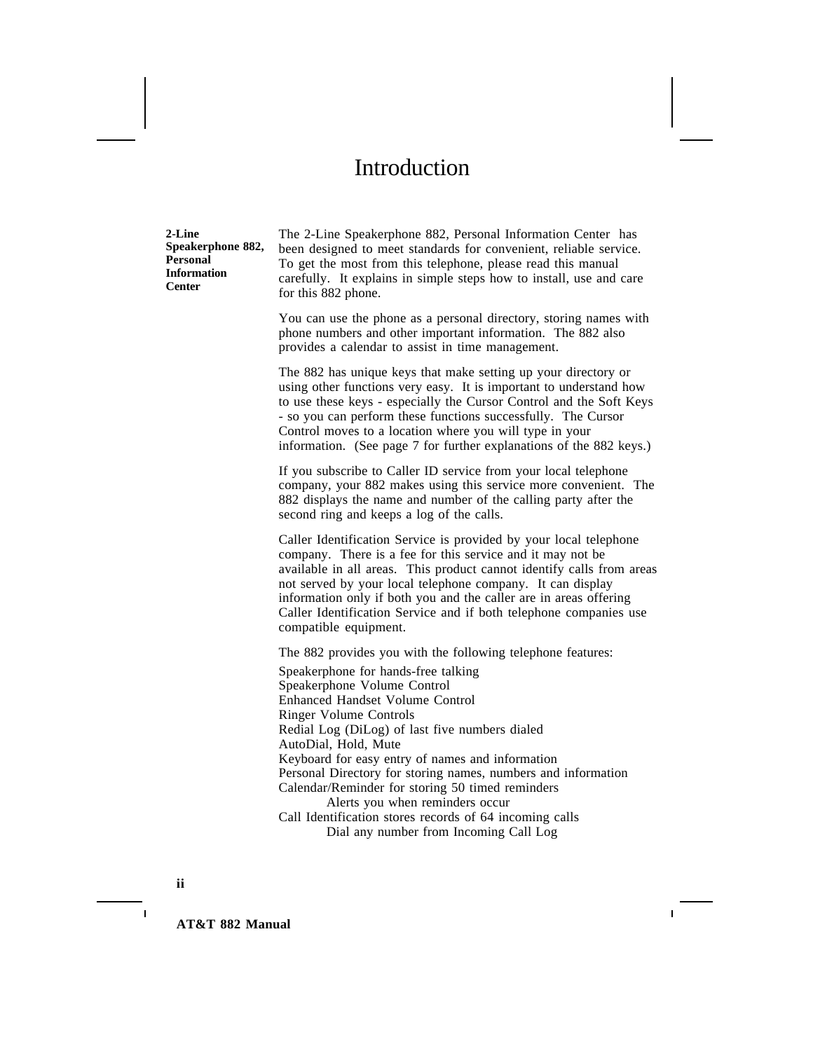# Introduction

**2-Line Speakerphone 882, Personal Information Center**

The 2-Line Speakerphone 882, Personal Information Center has been designed to meet standards for convenient, reliable service. To get the most from this telephone, please read this manual carefully. It explains in simple steps how to install, use and care for this 882 phone.

You can use the phone as a personal directory, storing names with phone numbers and other important information. The 882 also provides a calendar to assist in time management.

The 882 has unique keys that make setting up your directory or using other functions very easy. It is important to understand how to use these keys - especially the Cursor Control and the Soft Keys - so you can perform these functions successfully. The Cursor Control moves to a location where you will type in your information. (See page 7 for further explanations of the 882 keys.)

If you subscribe to Caller ID service from your local telephone company, your 882 makes using this service more convenient. The 882 displays the name and number of the calling party after the second ring and keeps a log of the calls.

Caller Identification Service is provided by your local telephone company. There is a fee for this service and it may not be available in all areas. This product cannot identify calls from areas not served by your local telephone company. It can display information only if both you and the caller are in areas offering Caller Identification Service and if both telephone companies use compatible equipment.

The 882 provides you with the following telephone features:

Speakerphone for hands-free talking
Speakerphone Volume Control
Enhanced Handset Volume Control
Ringer Volume Controls
Redial Log (DiLog) of last five numbers dialed
AutoDial, Hold, Mute
Keyboard for easy entry of names and information
Personal Directory for storing names, numbers and information
Calendar/Reminder for storing 50 timed reminders
    Alerts you when reminders occur
Call Identification stores records of 64 incoming calls
    Dial any number from Incoming Call Log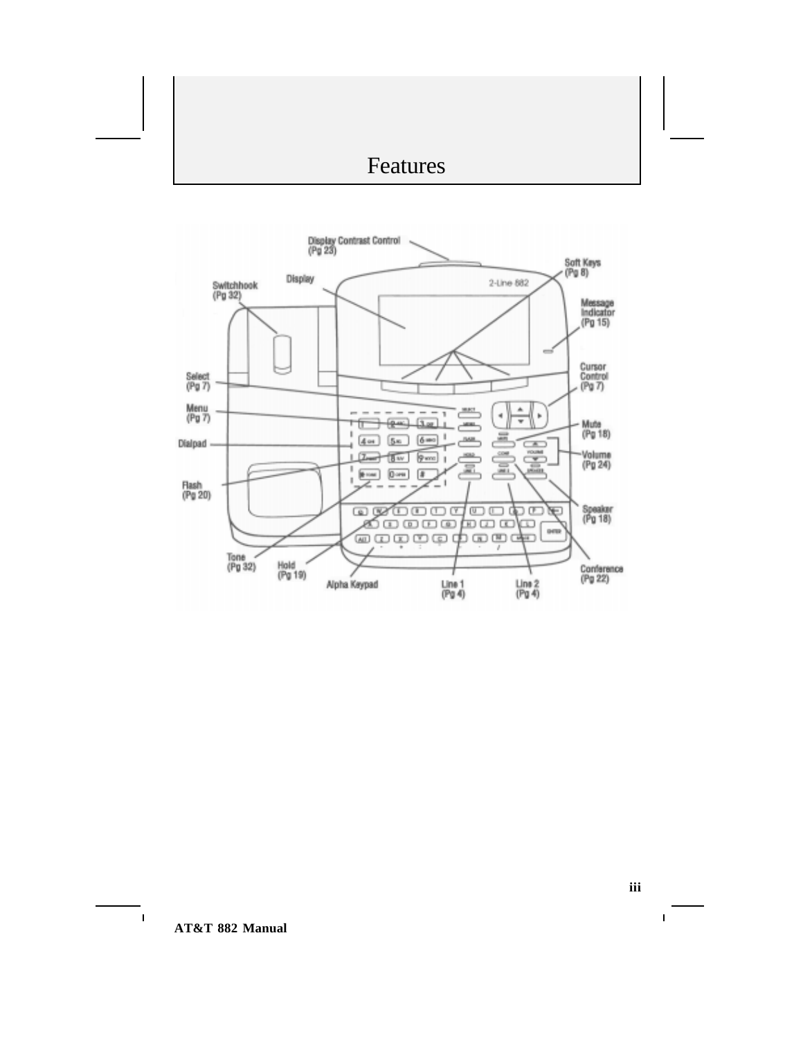# Features

Display Contrast Control
(Pg 23)

Soft Keys
(Pg 8)

Switchhook
(Pg 32)

Display

2-Line 882

Message
Indicator
(Pg 15)

Select
(Pg 7)

Cursor
Control
(Pg 7)

Menu
(Pg 7)

Mute
(Pg 18)

Dialpad

Volume
(Pg 24)

Flash
(Pg 20)

Speaker
(Pg 18)

Tone
(Pg 32)

Hold
(Pg 19)

Alpha Keypad

Line 1
(Pg 4)

Line 2
(Pg 4)

Conference
(Pg 22)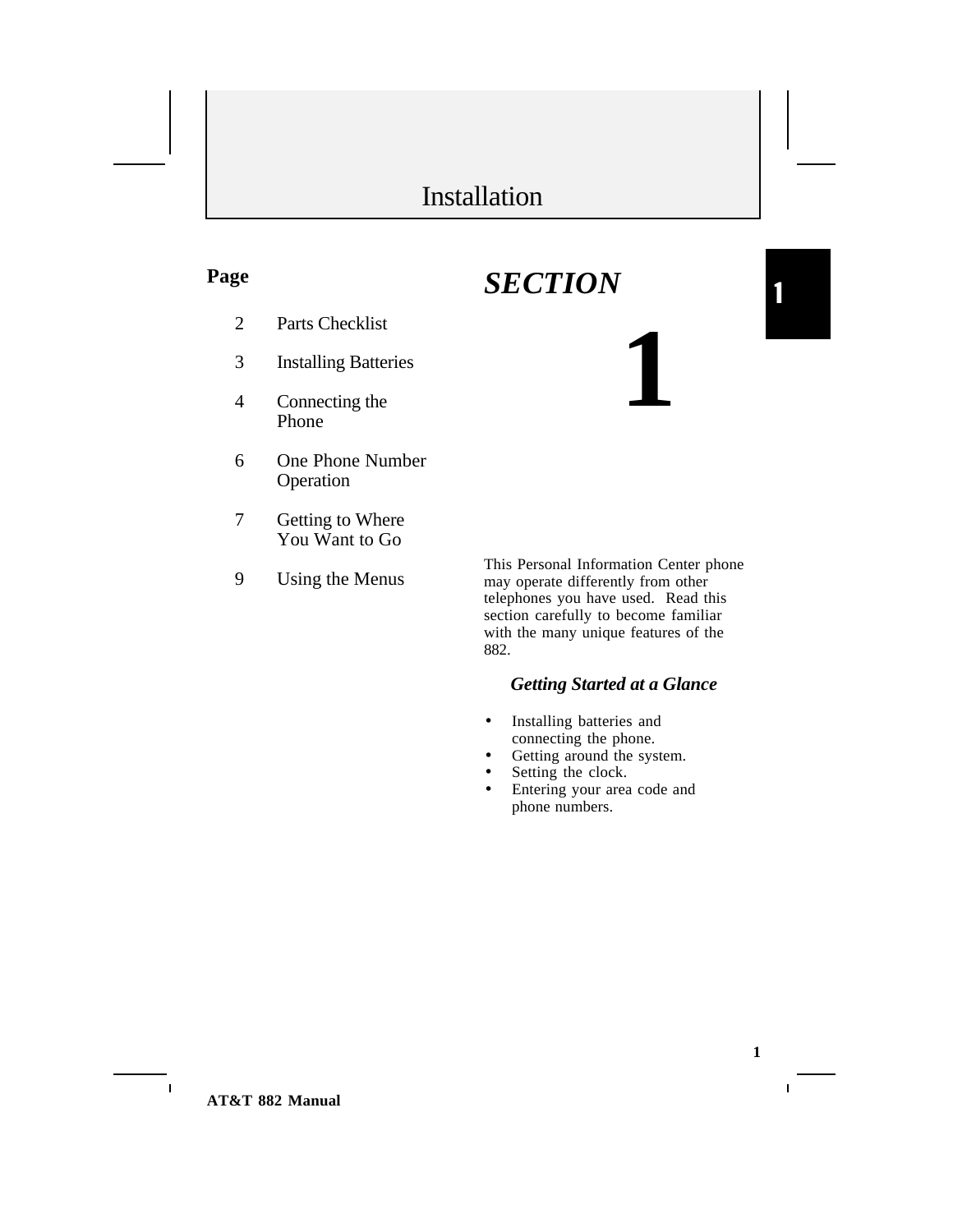# Installation

## SECTION 1

**Page**

| Page | |
|---|---|
| 2 | Parts Checklist |
| 3 | Installing Batteries |
| 4 | Connecting the Phone |
| 6 | One Phone Number Operation |
| 7 | Getting to Where You Want to Go |
| 9 | Using the Menus |

This Personal Information Center phone may operate differently from other telephones you have used. Read this section carefully to become familiar with the many unique features of the 882.

### *Getting Started at a Glance*

- Installing batteries and connecting the phone.
- Getting around the system.
- Setting the clock.
- Entering your area code and phone numbers.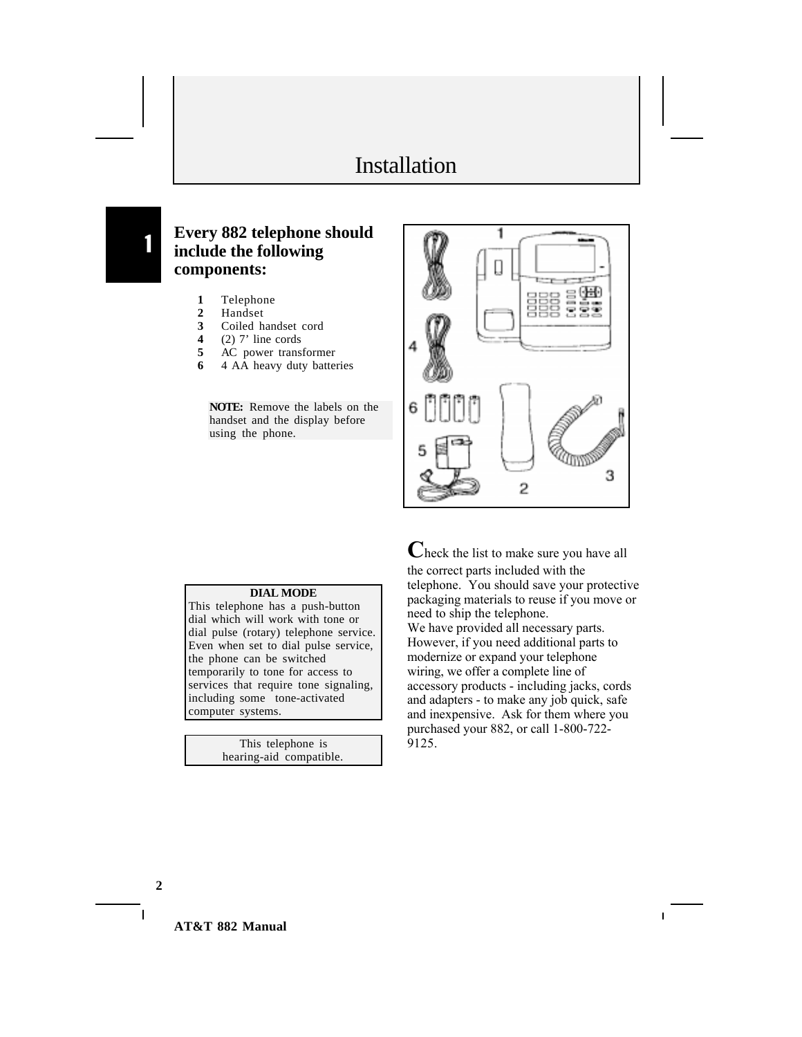# Installation

## Every 882 telephone should include the following components:

**1** Telephone
**2** Handset
**3** Coiled handset cord
**4** (2) 7' line cords
**5** AC power transformer
**6** 4 AA heavy duty batteries

**NOTE:** Remove the labels on the handset and the display before using the phone.

1

4

6

5

2

3

**C**heck the list to make sure you have all the correct parts included with the telephone. You should save your protective packaging materials to reuse if you move or need to ship the telephone.
We have provided all necessary parts. However, if you need additional parts to modernize or expand your telephone wiring, we offer a complete line of accessory products - including jacks, cords and adapters - to make any job quick, safe and inexpensive. Ask for them where you purchased your 882, or call 1-800-722-9125.

**DIAL MODE**
This telephone has a push-button dial which will work with tone or dial pulse (rotary) telephone service. Even when set to dial pulse service, the phone can be switched temporarily to tone for access to services that require tone signaling, including some tone-activated computer systems.

This telephone is hearing-aid compatible.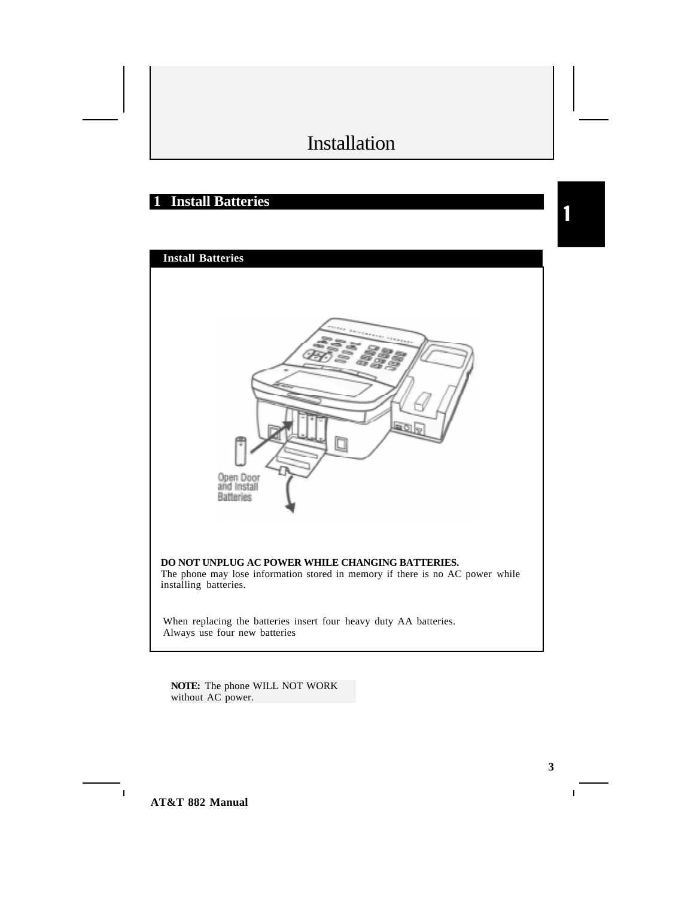# Installation

## 1 Install Batteries

### Install Batteries

Open Door
and Install
Batteries

**DO NOT UNPLUG AC POWER WHILE CHANGING BATTERIES.**
The phone may lose information stored in memory if there is no AC power while installing batteries.

When replacing the batteries insert four heavy duty AA batteries.
Always use four new batteries

**NOTE:** The phone WILL NOT WORK without AC power.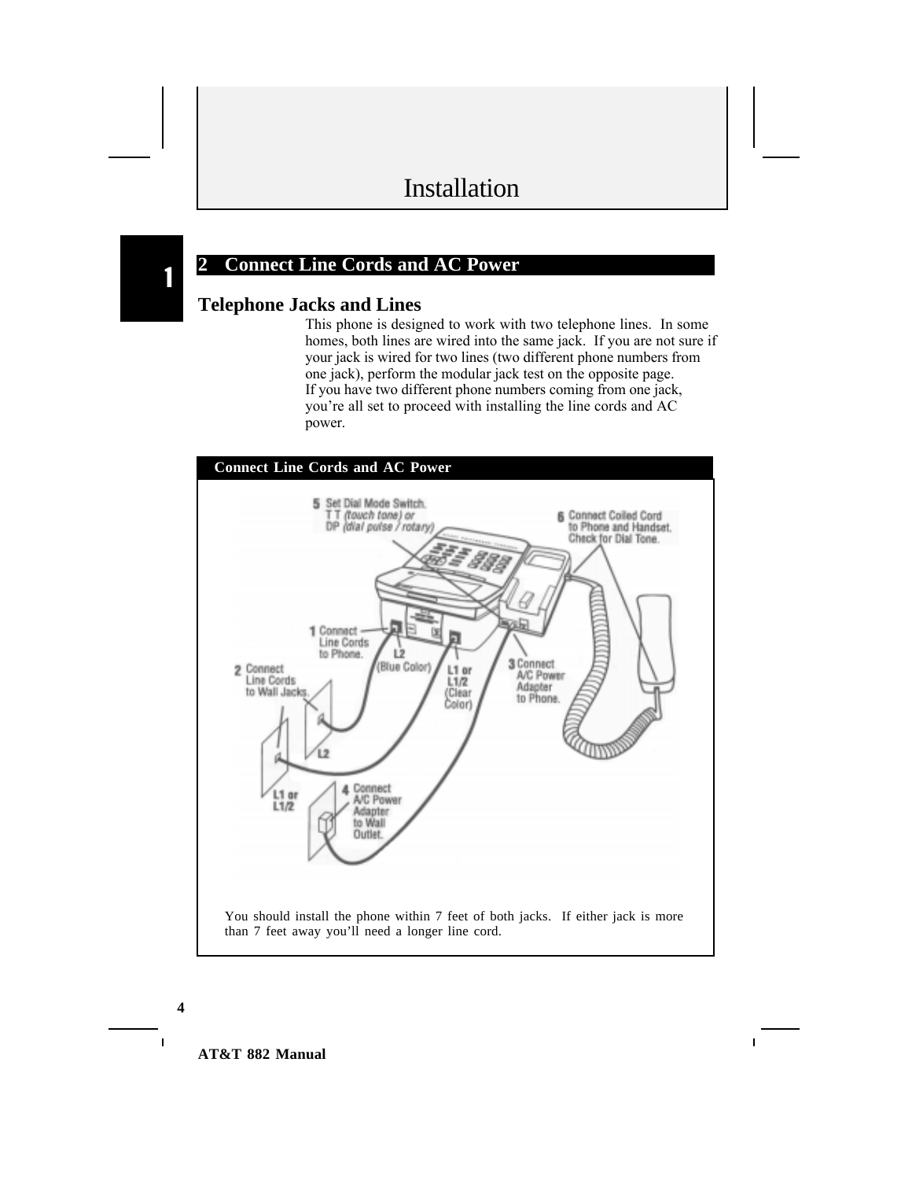# Installation

## 2 Connect Line Cords and AC Power

### Telephone Jacks and Lines

This phone is designed to work with two telephone lines. In some homes, both lines are wired into the same jack. If you are not sure if your jack is wired for two lines (two different phone numbers from one jack), perform the modular jack test on the opposite page. If you have two different phone numbers coming from one jack, you're all set to proceed with installing the line cords and AC power.

**Connect Line Cords and AC Power**

5 Set Dial Mode Switch. T T (touch tone) or DP (dial pulse / rotary)

6 Connect Coiled Cord to Phone and Handset. Check for Dial Tone.

1 Connect Line Cords to Phone.

L2 (Blue Color)

L1 or L1/2 (Clear Color)

3 Connect A/C Power Adapter to Phone.

2 Connect Line Cords to Wall Jacks.

L2

L1 or L1/2

4 Connect A/C Power Adapter to Wall Outlet.

You should install the phone within 7 feet of both jacks. If either jack is more than 7 feet away you'll need a longer line cord.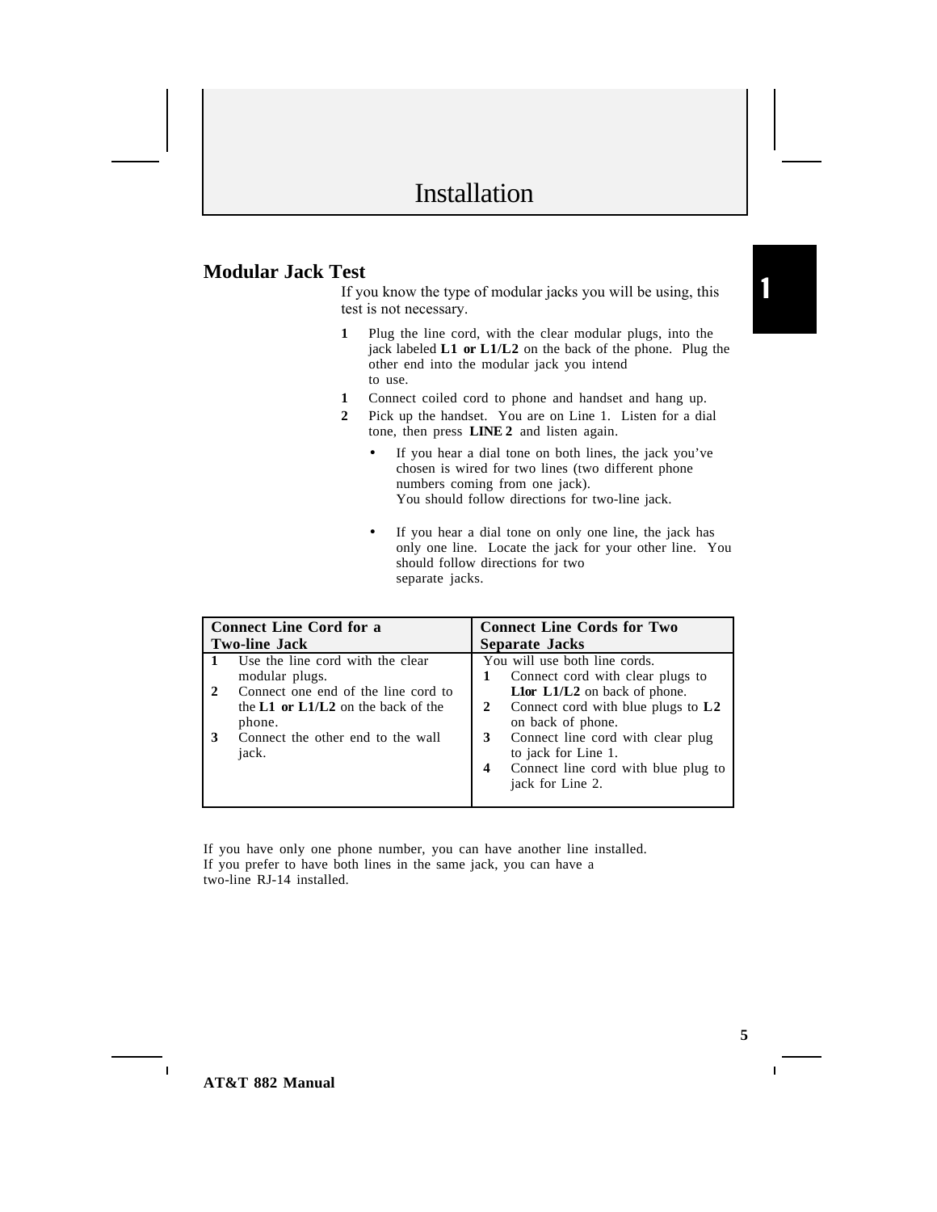# Installation

## Modular Jack Test

If you know the type of modular jacks you will be using, this test is not necessary.

1. Plug the line cord, with the clear modular plugs, into the jack labeled **L1 or L1/L2** on the back of the phone. Plug the other end into the modular jack you intend to use.
1. Connect coiled cord to phone and handset and hang up.
2. Pick up the handset. You are on Line 1. Listen for a dial tone, then press **LINE 2** and listen again.
   - If you hear a dial tone on both lines, the jack you've chosen is wired for two lines (two different phone numbers coming from one jack). You should follow directions for two-line jack.
   - If you hear a dial tone on only one line, the jack has only one line. Locate the jack for your other line. You should follow directions for two separate jacks.

| Connect Line Cord for a Two-line Jack | Connect Line Cords for Two Separate Jacks |
|---|---|
| **1** Use the line cord with the clear modular plugs.<br>**2** Connect one end of the line cord to the **L1 or L1/L2** on the back of the phone.<br>**3** Connect the other end to the wall jack. | You will use both line cords.<br>**1** Connect cord with clear plugs to **L1or L1/L2** on back of phone.<br>**2** Connect cord with blue plugs to **L2** on back of phone.<br>**3** Connect line cord with clear plug to jack for Line 1.<br>**4** Connect line cord with blue plug to jack for Line 2. |

If you have only one phone number, you can have another line installed. If you prefer to have both lines in the same jack, you can have a two-line RJ-14 installed.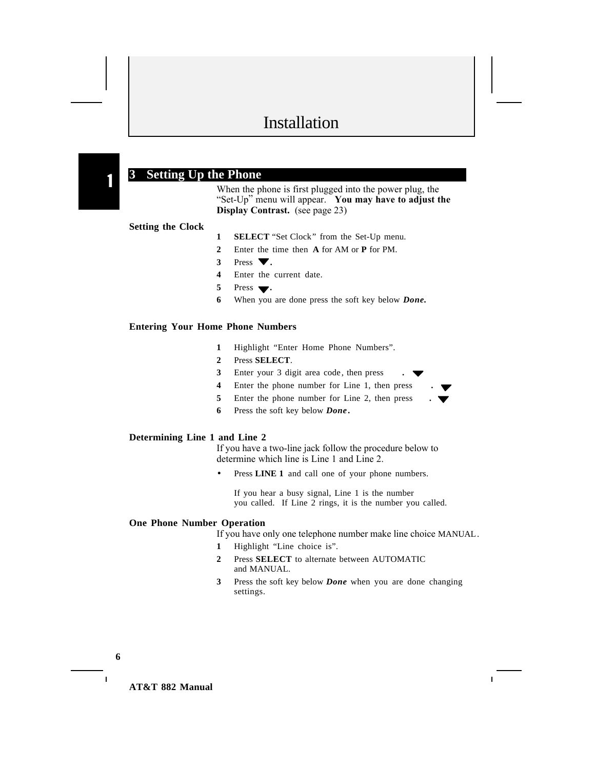# Installation

## 3 Setting Up the Phone

When the phone is first plugged into the power plug, the "Set-Up" menu will appear. **You may have to adjust the Display Contrast.** (see page 23)

### Setting the Clock

1. **SELECT** "Set Clock" from the Set-Up menu.
2. Enter the time then **A** for AM or **P** for PM.
3. Press ▼.
4. Enter the current date.
5. Press ▼.
6. When you are done press the soft key below ***Done.***

### Entering Your Home Phone Numbers

1. Highlight "Enter Home Phone Numbers".
2. Press **SELECT**.
3. Enter your 3 digit area code, then press . ▼
4. Enter the phone number for Line 1, then press . ▼
5. Enter the phone number for Line 2, then press . ▼
6. Press the soft key below ***Done*.**

### Determining Line 1 and Line 2

If you have a two-line jack follow the procedure below to determine which line is Line 1 and Line 2.

- Press **LINE 1** and call one of your phone numbers.

  If you hear a busy signal, Line 1 is the number you called. If Line 2 rings, it is the number you called.

### One Phone Number Operation

If you have only one telephone number make line choice MANUAL.

1. Highlight "Line choice is".
2. Press **SELECT** to alternate between AUTOMATIC and MANUAL.
3. Press the soft key below ***Done*** when you are done changing settings.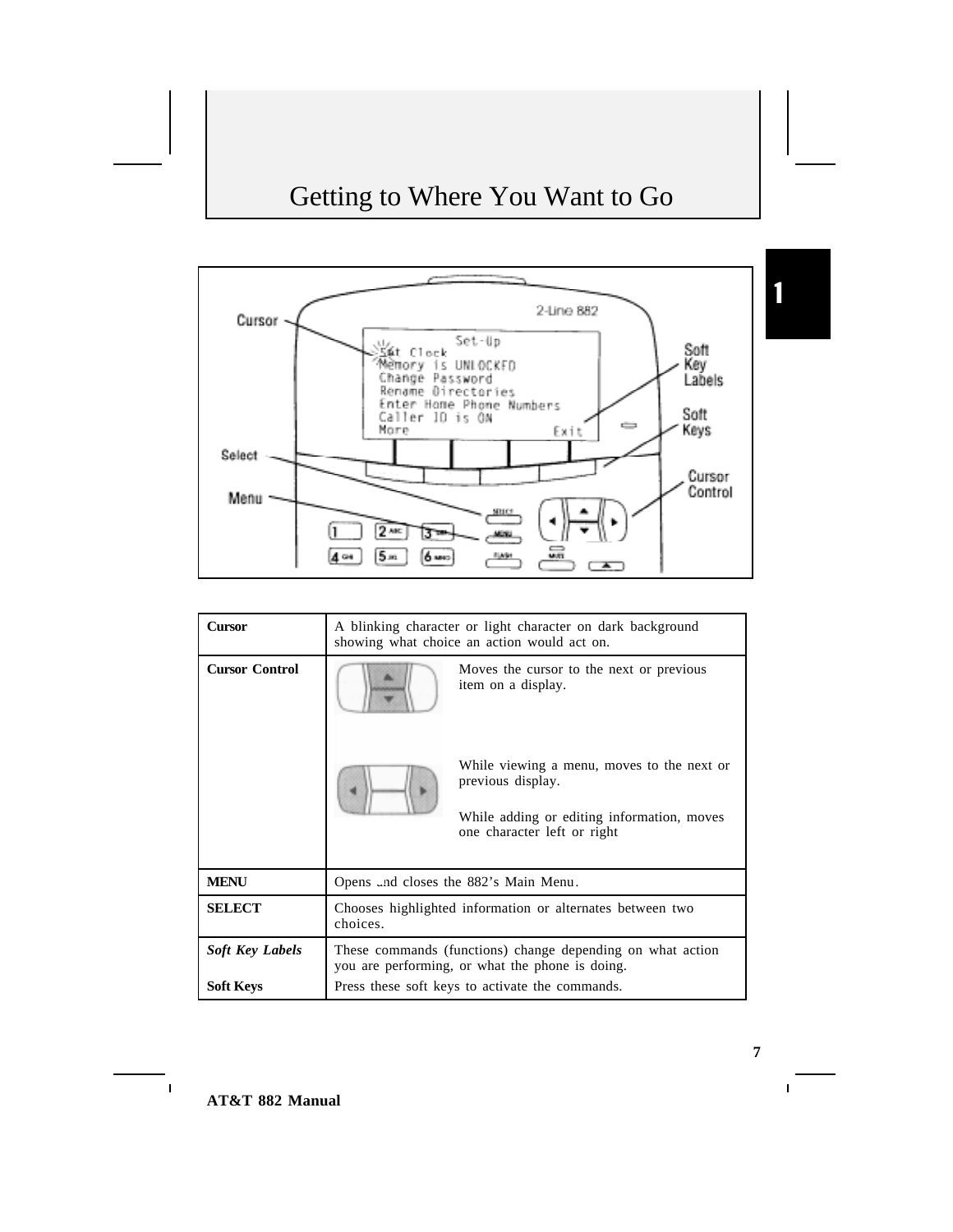# Getting to Where You Want to Go

Cursor

Select

Menu

2-Line 882

Set-Up
Set Clock
Memory is UNLOCKED
Change Password
Rename Directories
Enter Home Phone Numbers
Caller ID is ON
More Exit

Soft Key Labels

Soft Keys

Cursor Control

| | |
|---|---|
| **Cursor** | A blinking character or light character on dark background showing what choice an action would act on. |
| **Cursor Control** | Moves the cursor to the next or previous item on a display.<br><br>While viewing a menu, moves to the next or previous display.<br><br>While adding or editing information, moves one character left or right |
| **MENU** | Opens and closes the 882's Main Menu. |
| **SELECT** | Chooses highlighted information or alternates between two choices. |
| ***Soft Key Labels*** | These commands (functions) change depending on what action you are performing, or what the phone is doing. |
| **Soft Keys** | Press these soft keys to activate the commands. |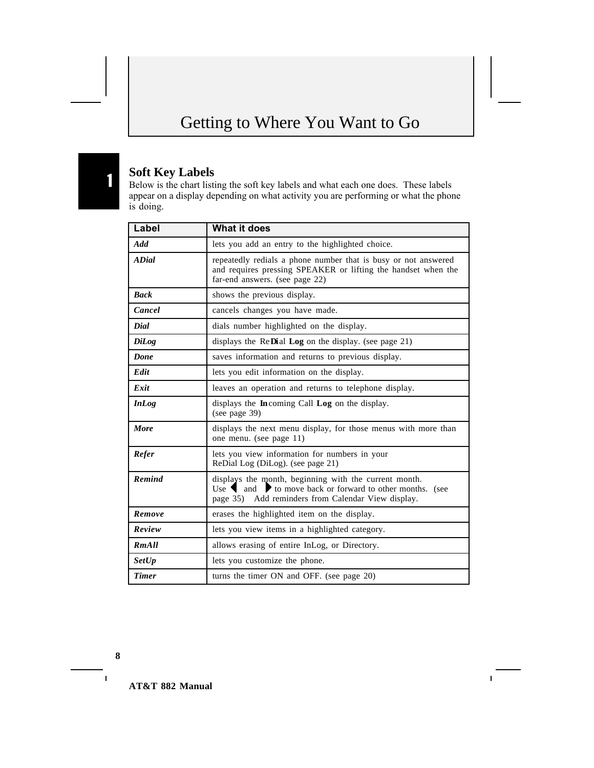# Getting to Where You Want to Go

## Soft Key Labels

Below is the chart listing the soft key labels and what each one does. These labels appear on a display depending on what activity you are performing or what the phone is doing.

| Label | What it does |
|---|---|
| ***Add*** | lets you add an entry to the highlighted choice. |
| ***ADial*** | repeatedly redials a phone number that is busy or not answered and requires pressing SPEAKER or lifting the handset when the far-end answers. (see page 22) |
| ***Back*** | shows the previous display. |
| ***Cancel*** | cancels changes you have made. |
| ***Dial*** | dials number highlighted on the display. |
| ***DiLog*** | displays the Re**Di**al **Log** on the display. (see page 21) |
| ***Done*** | saves information and returns to previous display. |
| ***Edit*** | lets you edit information on the display. |
| ***Exit*** | leaves an operation and returns to telephone display. |
| ***InLog*** | displays the **In**coming Call **Log** on the display. (see page 39) |
| ***More*** | displays the next menu display, for those menus with more than one menu. (see page 11) |
| ***Refer*** | lets you view information for numbers in your ReDial Log (DiLog). (see page 21) |
| ***Remind*** | displays the month, beginning with the current month. Use ◀ and ▶ to move back or forward to other months. (see page 35) Add reminders from Calendar View display. |
| ***Remove*** | erases the highlighted item on the display. |
| ***Review*** | lets you view items in a highlighted category. |
| ***RmAll*** | allows erasing of entire InLog, or Directory. |
| ***SetUp*** | lets you customize the phone. |
| ***Timer*** | turns the timer ON and OFF. (see page 20) |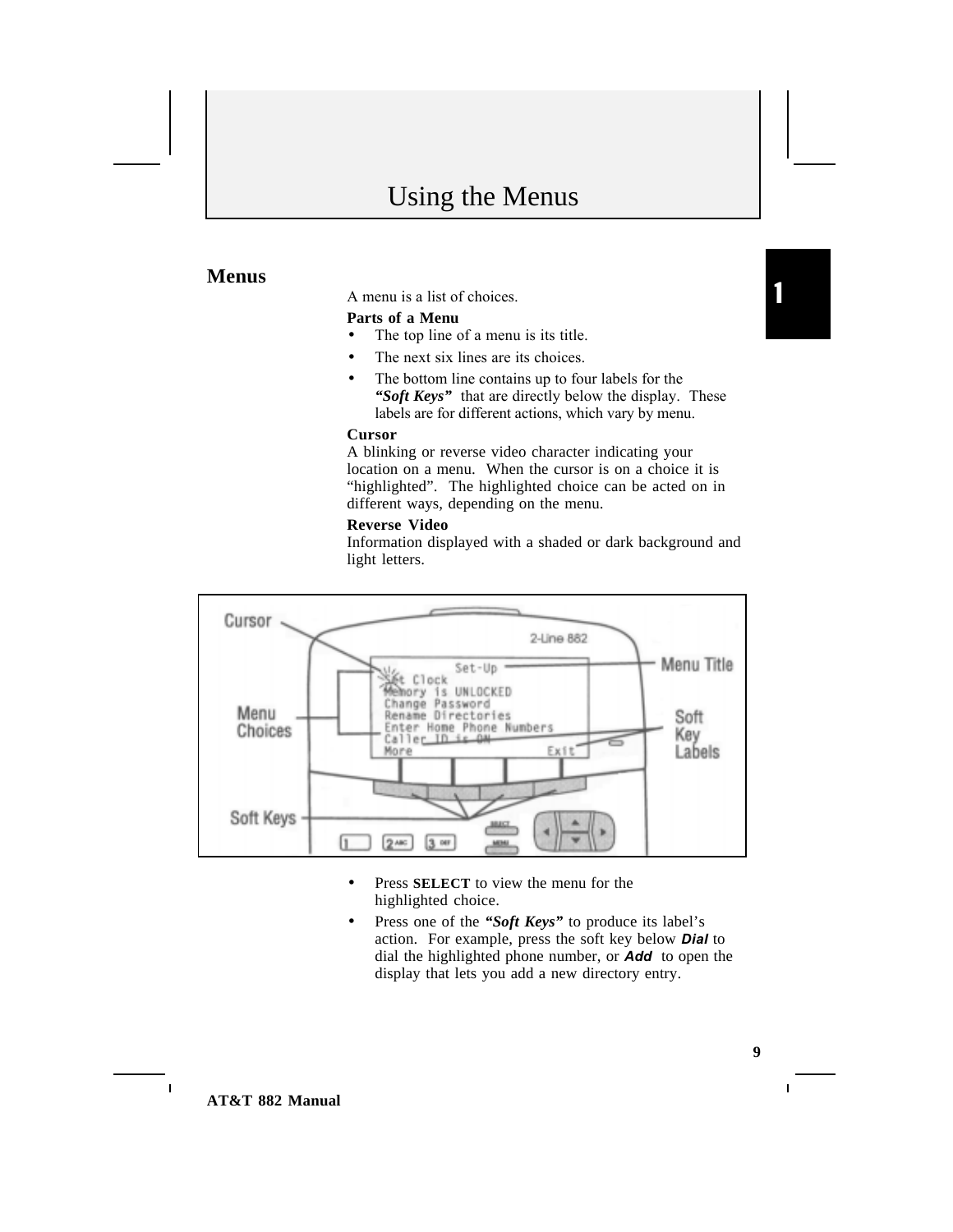# Using the Menus

## Menus

A menu is a list of choices.

**Parts of a Menu**

- The top line of a menu is its title.
- The next six lines are its choices.
- The bottom line contains up to four labels for the ***"Soft Keys"*** that are directly below the display. These labels are for different actions, which vary by menu.

**Cursor**

A blinking or reverse video character indicating your location on a menu. When the cursor is on a choice it is "highlighted". The highlighted choice can be acted on in different ways, depending on the menu.

**Reverse Video**

Information displayed with a shaded or dark background and light letters.

- Press **SELECT** to view the menu for the highlighted choice.
- Press one of the ***"Soft Keys"*** to produce its label's action. For example, press the soft key below ***Dial*** to dial the highlighted phone number, or ***Add*** to open the display that lets you add a new directory entry.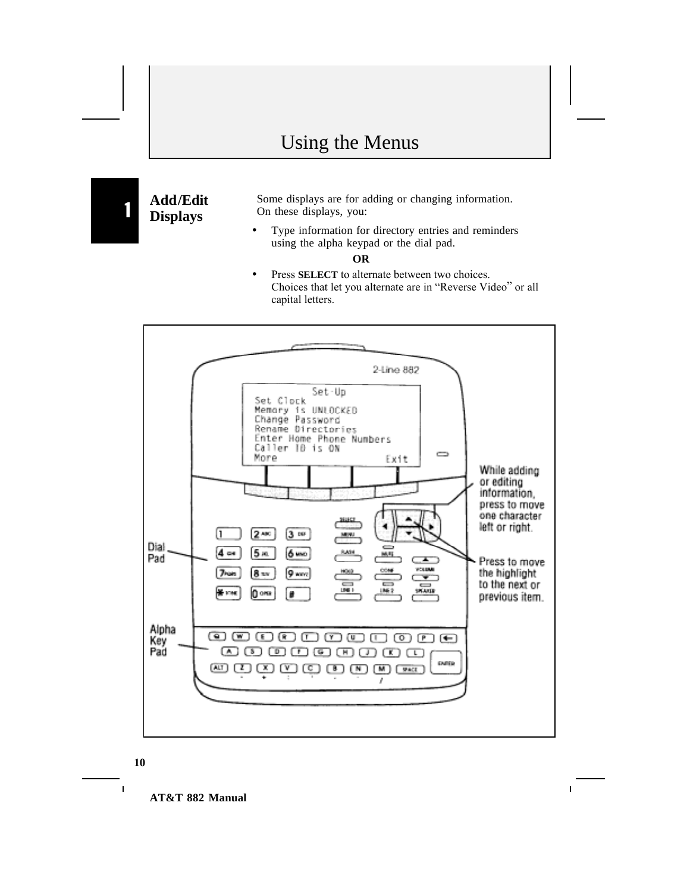# Using the Menus

## Add/Edit Displays

Some displays are for adding or changing information. On these displays, you:

- Type information for directory entries and reminders using the alpha keypad or the dial pad.

**OR**

- Press **SELECT** to alternate between two choices. Choices that let you alternate are in "Reverse Video" or all capital letters.

2-Line 882

Set-Up
Set Clock
Memory is UNLOCKED
Change Password
Rename Directories
Enter Home Phone Numbers
Caller ID is ON
More
Exit

While adding or editing information, press to move one character left or right.

Dial Pad

Press to move the highlight to the next or previous item.

Alpha Key Pad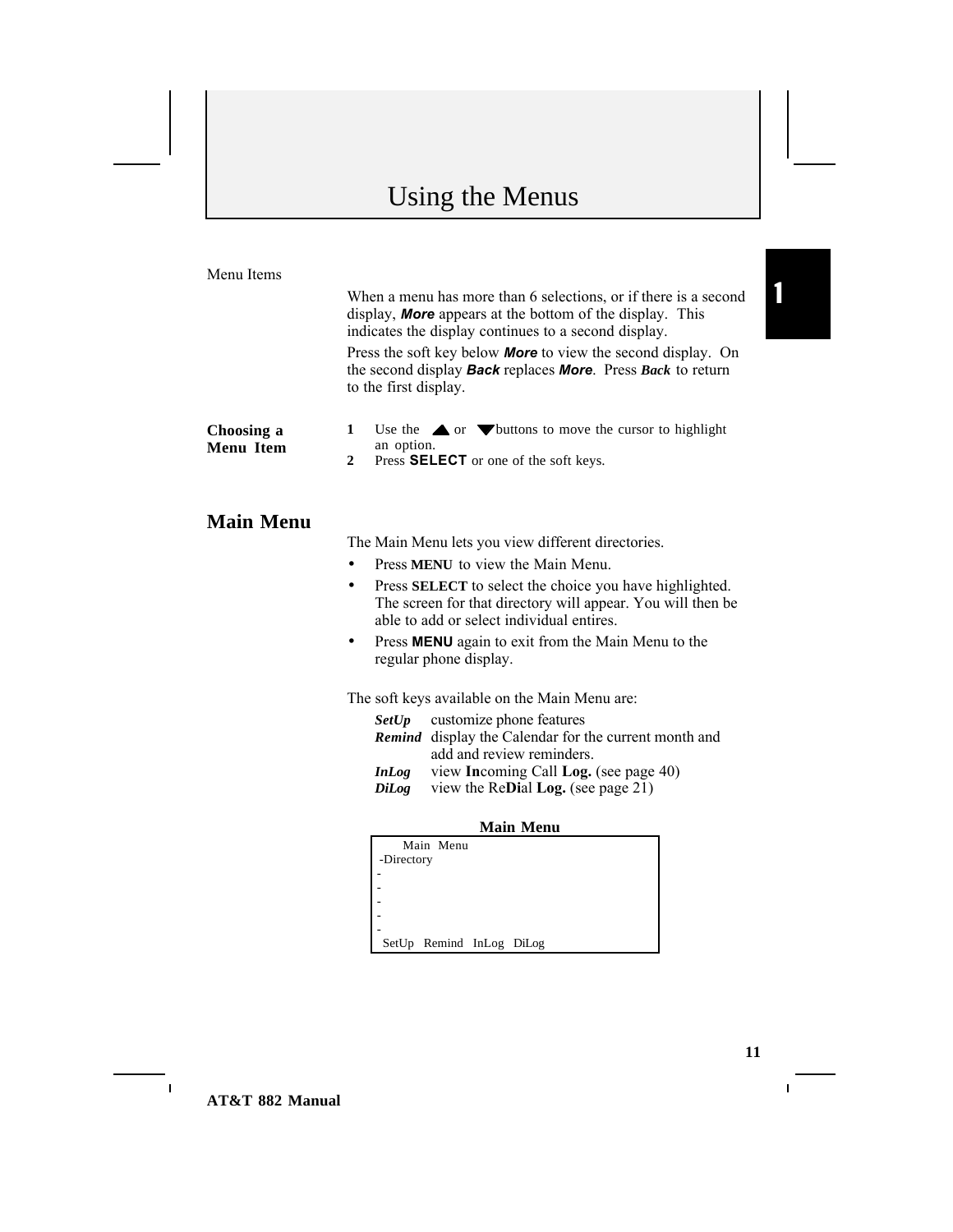# Using the Menus

Menu Items

When a menu has more than 6 selections, or if there is a second display, ***More*** appears at the bottom of the display. This indicates the display continues to a second display.

Press the soft key below ***More*** to view the second display. On the second display ***Back*** replaces ***More***. Press ***Back*** to return to the first display.

**Choosing a Menu Item**

1. Use the ▲ or ▼ buttons to move the cursor to highlight an option.
2. Press **SELECT** or one of the soft keys.

## Main Menu

The Main Menu lets you view different directories.

- Press **MENU** to view the Main Menu.
- Press **SELECT** to select the choice you have highlighted. The screen for that directory will appear. You will then be able to add or select individual entires.
- Press **MENU** again to exit from the Main Menu to the regular phone display.

The soft keys available on the Main Menu are:

***SetUp*** customize phone features
***Remind*** display the Calendar for the current month and add and review reminders.
***InLog*** view **In**coming Call **Log.** (see page 40)
***DiLog*** view the Re**Di**al **Log.** (see page 21)

**Main Menu**

```
     Main  Menu
-Directory
-
-
-
-
-
 SetUp   Remind   InLog   DiLog
```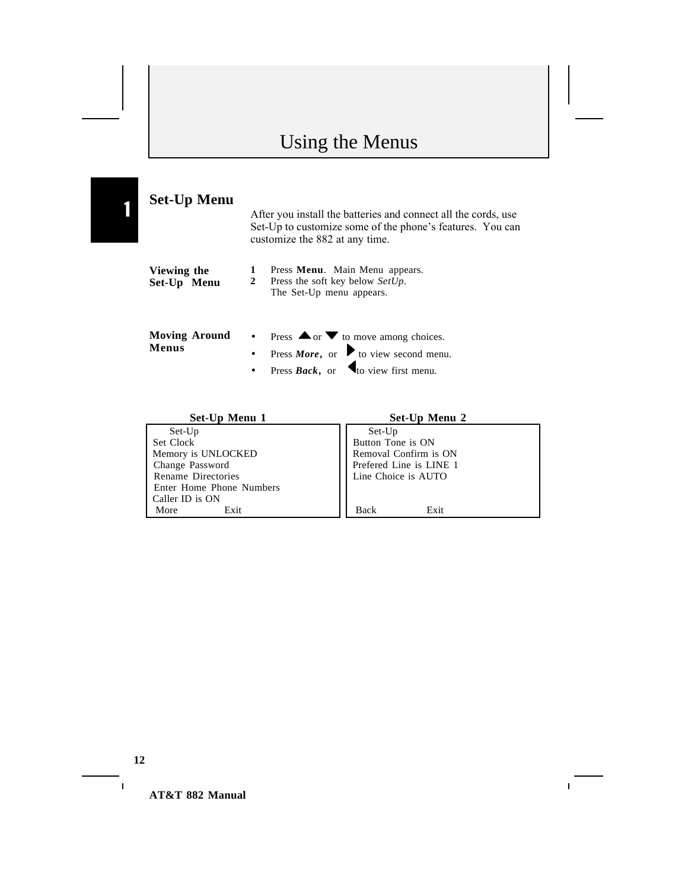# Using the Menus

## Set-Up Menu

After you install the batteries and connect all the cords, use Set-Up to customize some of the phone's features. You can customize the 882 at any time.

**Viewing the Set-Up Menu**

1. Press **Menu**. Main Menu appears.
2. Press the soft key below *SetUp*. The Set-Up menu appears.

**Moving Around Menus**

- Press ▲ or ▼ to move among choices.
- Press ***More***, or ▶ to view second menu.
- Press ***Back***, or ◀ to view first menu.

| Set-Up Menu 1 | Set-Up Menu 2 |
|---|---|
| Set-Up | Set-Up |
| Set Clock | Button Tone is ON |
| Memory is UNLOCKED | Removal Confirm is ON |
| Change Password | Prefered Line is LINE 1 |
| Rename Directories | Line Choice is AUTO |
| Enter Home Phone Numbers | |
| Caller ID is ON | |
| More Exit | Back Exit |

**AT&T 882 Manual**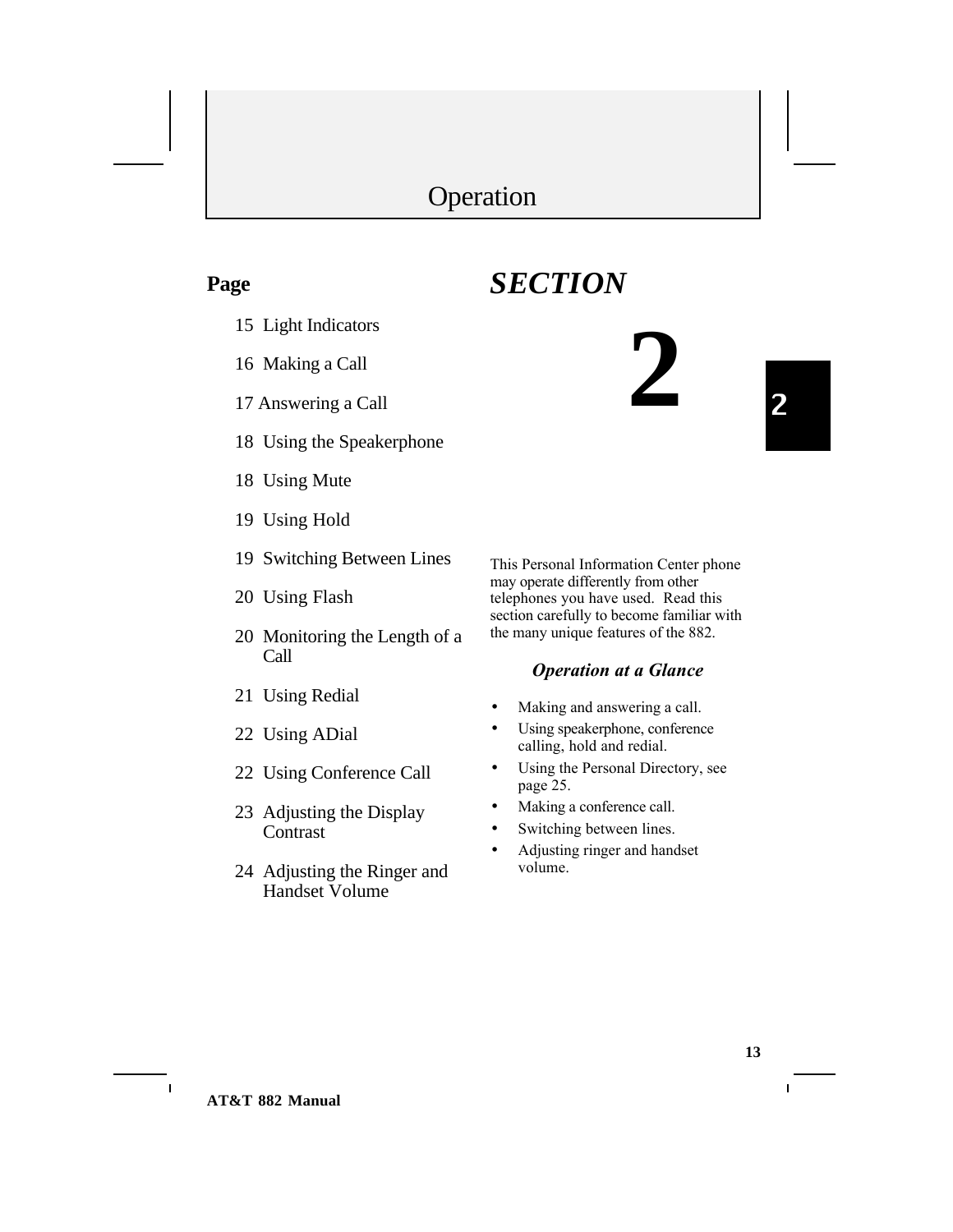# Operation

## SECTION 2

**Page**

15 Light Indicators

16 Making a Call

17 Answering a Call

18 Using the Speakerphone

18 Using Mute

19 Using Hold

19 Switching Between Lines

20 Using Flash

20 Monitoring the Length of a Call

21 Using Redial

22 Using ADial

22 Using Conference Call

23 Adjusting the Display Contrast

24 Adjusting the Ringer and Handset Volume

This Personal Information Center phone may operate differently from other telephones you have used. Read this section carefully to become familiar with the many unique features of the 882.

### *Operation at a Glance*

- Making and answering a call.
- Using speakerphone, conference calling, hold and redial.
- Using the Personal Directory, see page 25.
- Making a conference call.
- Switching between lines.
- Adjusting ringer and handset volume.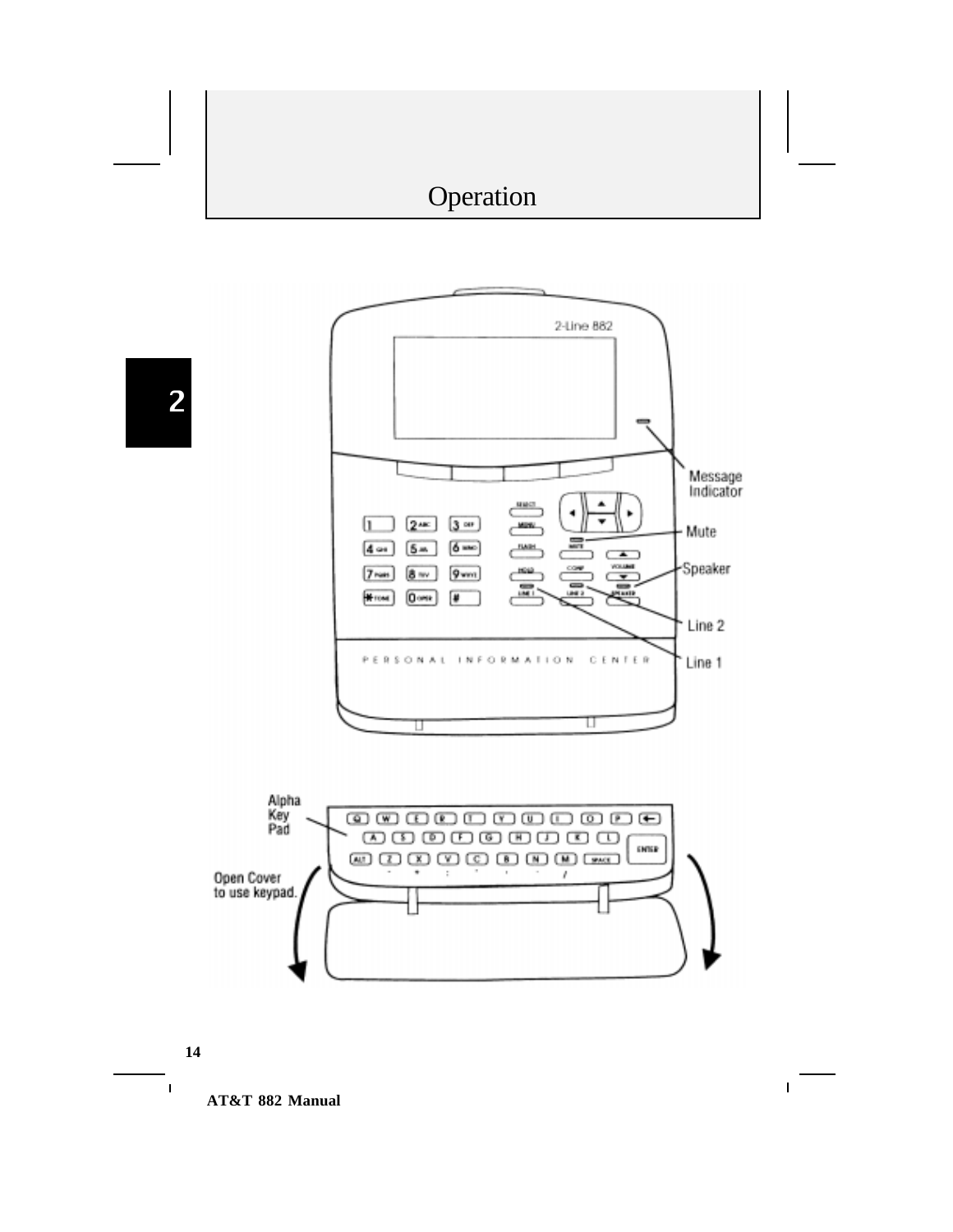# Operation

2-Line 882

Message Indicator

Mute

Speaker

Line 2

Line 1

PERSONAL INFORMATION CENTER

Alpha Key Pad

Open Cover to use keypad.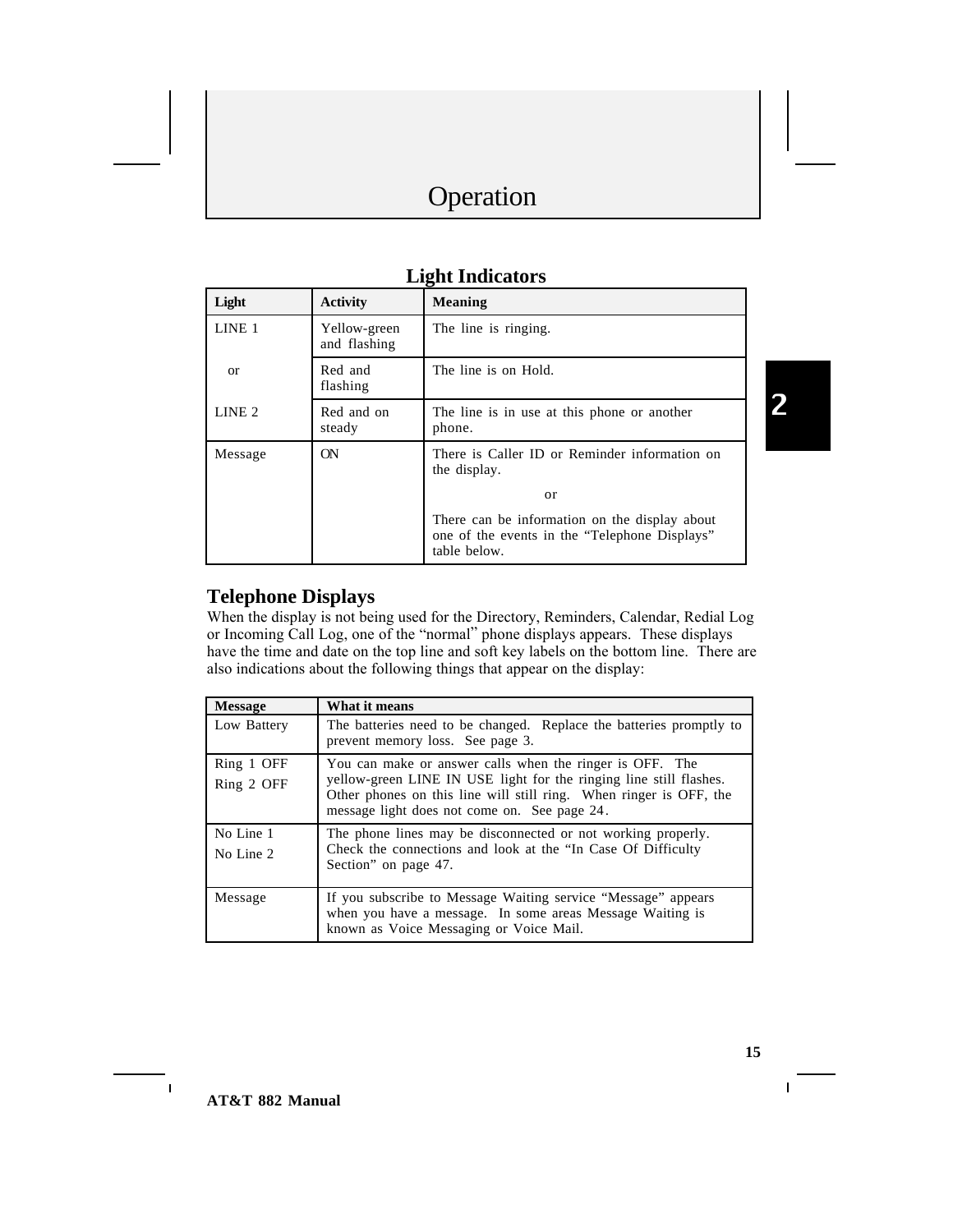# Operation

## Light Indicators

| Light | Activity | Meaning |
|---|---|---|
| LINE 1 | Yellow-green and flashing | The line is ringing. |
| or | Red and flashing | The line is on Hold. |
| LINE 2 | Red and on steady | The line is in use at this phone or another phone. |
| Message | ON | There is Caller ID or Reminder information on the display. or There can be information on the display about one of the events in the "Telephone Displays" table below. |

## Telephone Displays

When the display is not being used for the Directory, Reminders, Calendar, Redial Log or Incoming Call Log, one of the "normal" phone displays appears. These displays have the time and date on the top line and soft key labels on the bottom line. There are also indications about the following things that appear on the display:

| Message | What it means |
|---|---|
| Low Battery | The batteries need to be changed. Replace the batteries promptly to prevent memory loss. See page 3. |
| Ring 1 OFF<br>Ring 2 OFF | You can make or answer calls when the ringer is OFF. The yellow-green LINE IN USE light for the ringing line still flashes. Other phones on this line will still ring. When ringer is OFF, the message light does not come on. See page 24. |
| No Line 1<br>No Line 2 | The phone lines may be disconnected or not working properly. Check the connections and look at the "In Case Of Difficulty Section" on page 47. |
| Message | If you subscribe to Message Waiting service "Message" appears when you have a message. In some areas Message Waiting is known as Voice Messaging or Voice Mail. |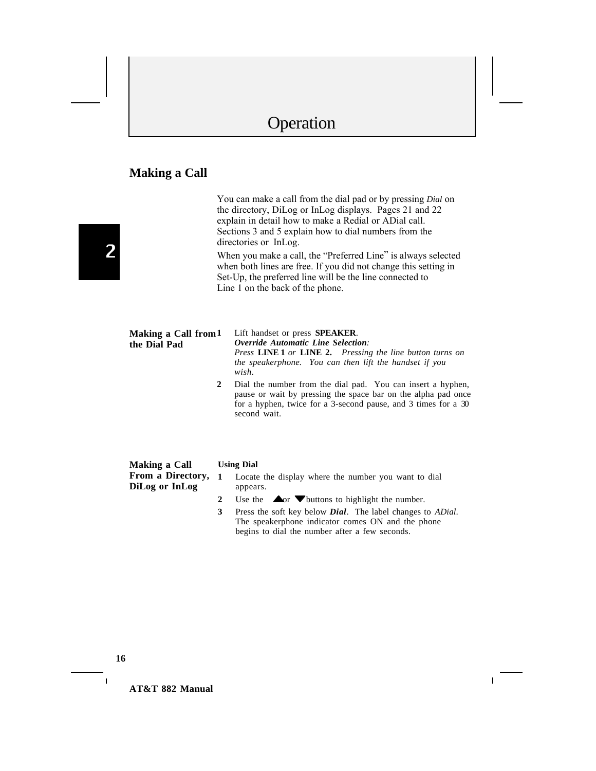# Operation

## Making a Call

You can make a call from the dial pad or by pressing *Dial* on the directory, DiLog or InLog displays. Pages 21 and 22 explain in detail how to make a Redial or ADial call. Sections 3 and 5 explain how to dial numbers from the directories or InLog.

When you make a call, the "Preferred Line" is always selected when both lines are free. If you did not change this setting in Set-Up, the preferred line will be the line connected to Line 1 on the back of the phone.

### Making a Call from the Dial Pad

1. Lift handset or press **SPEAKER**.
   ***Override Automatic Line Selection:***
   *Press* **LINE 1** *or* **LINE 2.** *Pressing the line button turns on the speakerphone. You can then lift the handset if you wish.*
2. Dial the number from the dial pad. You can insert a hyphen, pause or wait by pressing the space bar on the alpha pad once for a hyphen, twice for a 3-second pause, and 3 times for a 30 second wait.

### Making a Call From a Directory, DiLog or InLog

**Using Dial**

1. Locate the display where the number you want to dial appears.
2. Use the ▲ or ▼ buttons to highlight the number.
3. Press the soft key below ***Dial***. The label changes to *ADial*. The speakerphone indicator comes ON and the phone begins to dial the number after a few seconds.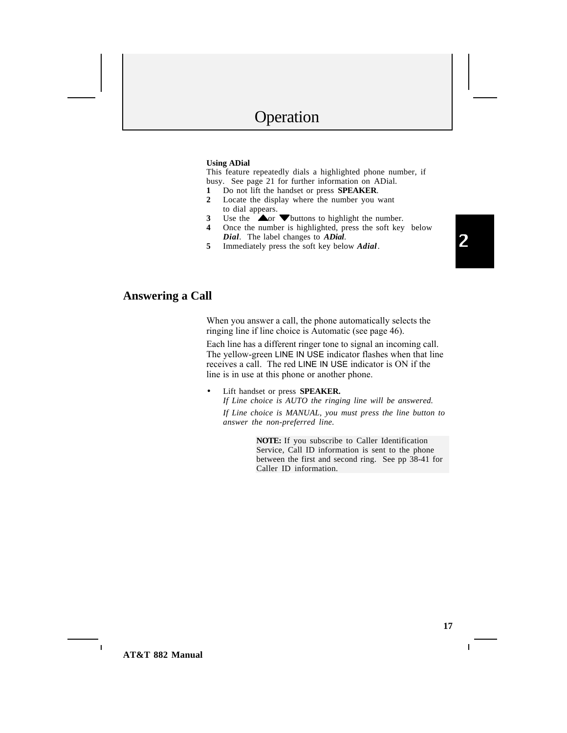# Operation

**Using ADial**

This feature repeatedly dials a highlighted phone number, if busy. See page 21 for further information on ADial.

1. Do not lift the handset or press **SPEAKER**.
2. Locate the display where the number you want to dial appears.
3. Use the ▲or ▼buttons to highlight the number.
4. Once the number is highlighted, press the soft key below ***Dial***. The label changes to ***ADial***.
5. Immediately press the soft key below ***Adial***.

## Answering a Call

When you answer a call, the phone automatically selects the ringing line if line choice is Automatic (see page 46).

Each line has a different ringer tone to signal an incoming call. The yellow-green LINE IN USE indicator flashes when that line receives a call. The red LINE IN USE indicator is ON if the line is in use at this phone or another phone.

- Lift handset or press **SPEAKER.**

  *If Line choice is AUTO the ringing line will be answered.*

  *If Line choice is MANUAL, you must press the line button to answer the non-preferred line.*

**NOTE:** If you subscribe to Caller Identification Service, Call ID information is sent to the phone between the first and second ring. See pp 38-41 for Caller ID information.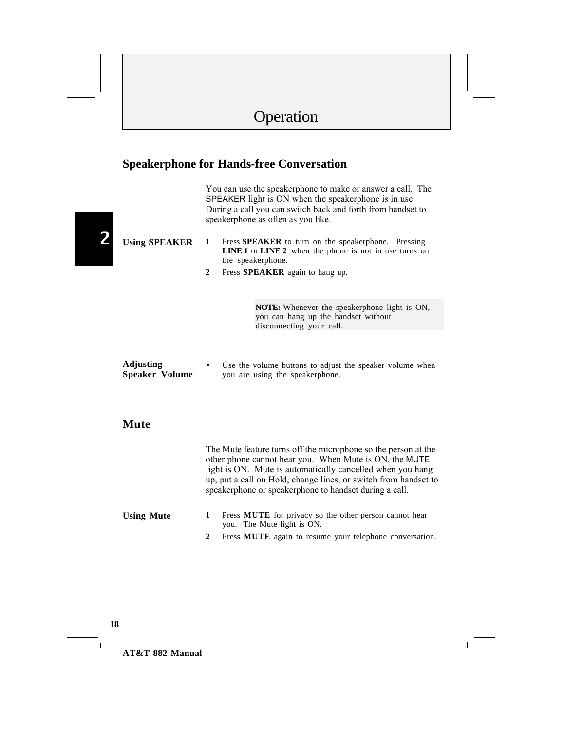# Operation

## Speakerphone for Hands-free Conversation

You can use the speakerphone to make or answer a call. The SPEAKER light is ON when the speakerphone is in use. During a call you can switch back and forth from handset to speakerphone as often as you like.

### Using SPEAKER

1. Press **SPEAKER** to turn on the speakerphone. Pressing **LINE 1** or **LINE 2** when the phone is not in use turns on the speakerphone.
2. Press **SPEAKER** again to hang up.

> **NOTE:** Whenever the speakerphone light is ON, you can hang up the handset without disconnecting your call.

### Adjusting Speaker Volume

- Use the volume buttons to adjust the speaker volume when you are using the speakerphone.

## Mute

The Mute feature turns off the microphone so the person at the other phone cannot hear you. When Mute is ON, the MUTE light is ON. Mute is automatically cancelled when you hang up, put a call on Hold, change lines, or switch from handset to speakerphone or speakerphone to handset during a call.

### Using Mute

1. Press **MUTE** for privacy so the other person cannot hear you. The Mute light is ON.
2. Press **MUTE** again to resume your telephone conversation.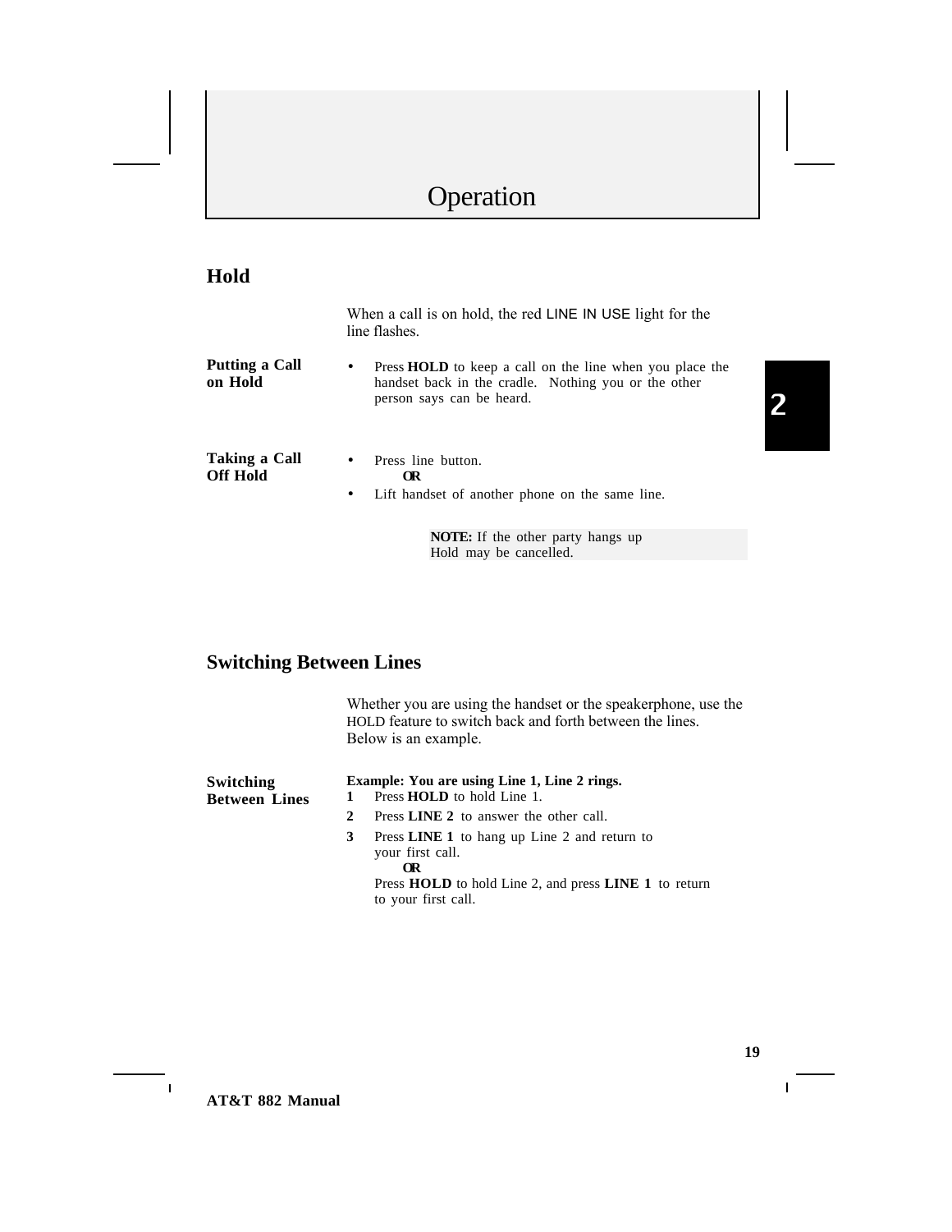# Operation

## Hold

When a call is on hold, the red LINE IN USE light for the line flashes.

**Putting a Call on Hold**

- Press **HOLD** to keep a call on the line when you place the handset back in the cradle. Nothing you or the other person says can be heard.

**Taking a Call Off Hold**

- Press line button.
  **OR**
- Lift handset of another phone on the same line.

**NOTE:** If the other party hangs up Hold may be cancelled.

## Switching Between Lines

Whether you are using the handset or the speakerphone, use the HOLD feature to switch back and forth between the lines. Below is an example.

**Switching Between Lines**

**Example: You are using Line 1, Line 2 rings.**

1. Press **HOLD** to hold Line 1.
2. Press **LINE 2** to answer the other call.
3. Press **LINE 1** to hang up Line 2 and return to your first call.
   **OR**
   Press **HOLD** to hold Line 2, and press **LINE 1** to return to your first call.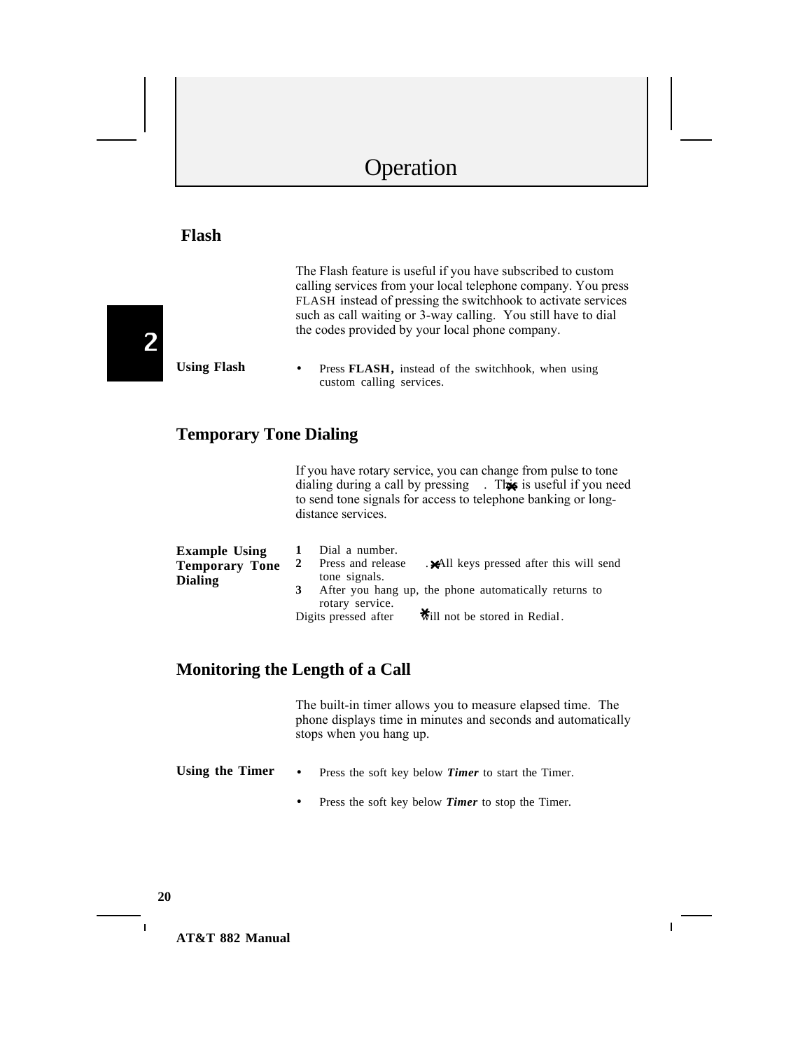# Operation

## Flash

The Flash feature is useful if you have subscribed to custom calling services from your local telephone company. You press FLASH instead of pressing the switchhook to activate services such as call waiting or 3-way calling. You still have to dial the codes provided by your local phone company.

**Using Flash**

- Press **FLASH**, instead of the switchhook, when using custom calling services.

## Temporary Tone Dialing

If you have rotary service, you can change from pulse to tone dialing during a call by pressing *. This is useful if you need to send tone signals for access to telephone banking or long-distance services.

**Example Using Temporary Tone Dialing**

1. Dial a number.
2. Press and release *. All keys pressed after this will send tone signals.
3. After you hang up, the phone automatically returns to rotary service.

Digits pressed after * will not be stored in Redial.

## Monitoring the Length of a Call

The built-in timer allows you to measure elapsed time. The phone displays time in minutes and seconds and automatically stops when you hang up.

**Using the Timer**

- Press the soft key below ***Timer*** to start the Timer.
- Press the soft key below ***Timer*** to stop the Timer.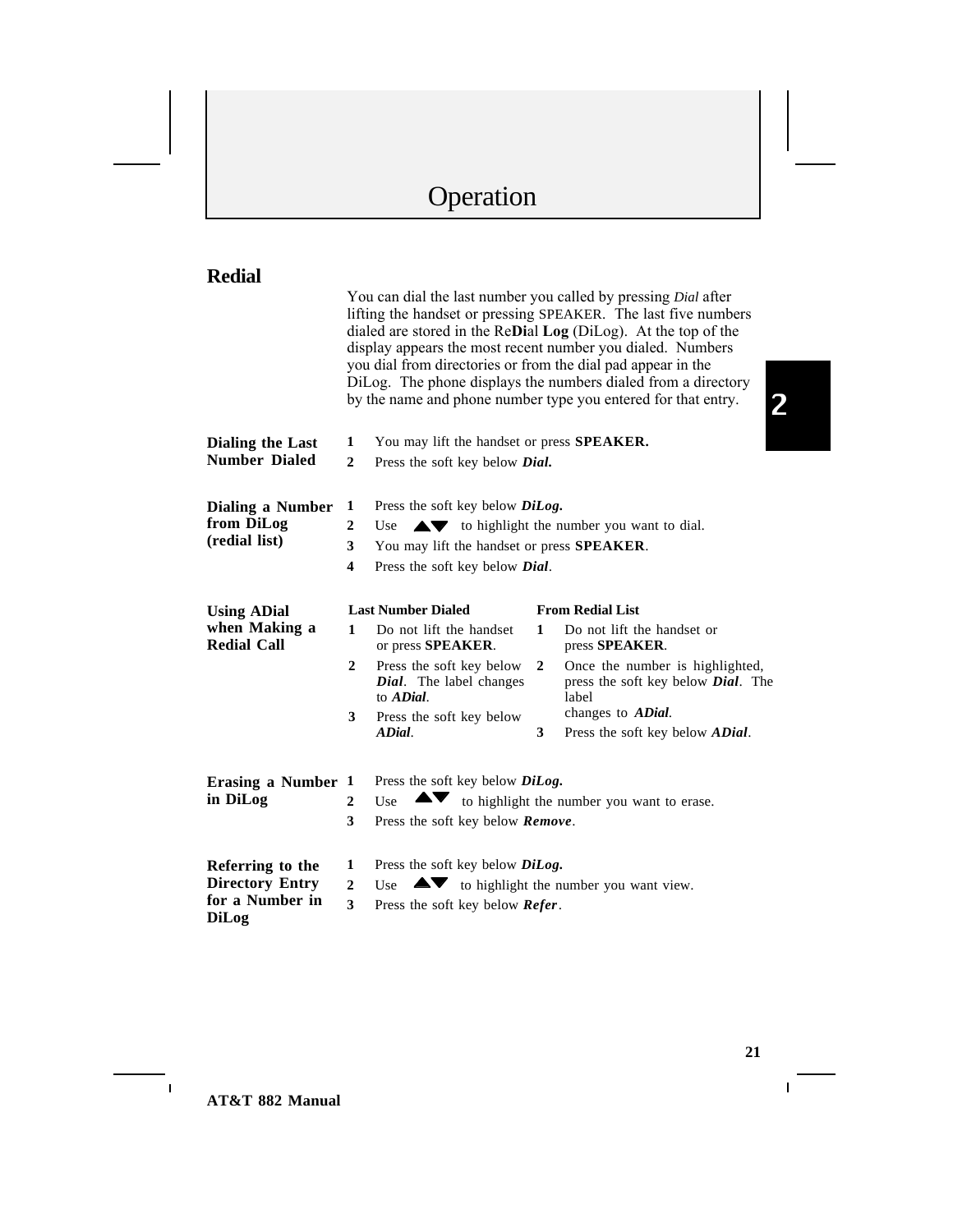# Operation

## Redial

You can dial the last number you called by pressing *Dial* after lifting the handset or pressing SPEAKER. The last five numbers dialed are stored in the Re**Di**al **Log** (DiLog). At the top of the display appears the most recent number you dialed. Numbers you dial from directories or from the dial pad appear in the DiLog. The phone displays the numbers dialed from a directory by the name and phone number type you entered for that entry.

### Dialing the Last Number Dialed

1. You may lift the handset or press **SPEAKER.**
2. Press the soft key below ***Dial.***

### Dialing a Number from DiLog (redial list)

1. Press the soft key below ***DiLog.***
2. Use ▲▼ to highlight the number you want to dial.
3. You may lift the handset or press **SPEAKER**.
4. Press the soft key below ***Dial***.

### Using ADial when Making a Redial Call

**Last Number Dialed**

1. Do not lift the handset or press **SPEAKER**.
2. Press the soft key below ***Dial***. The label changes to ***ADial***.
3. Press the soft key below ***ADial***.

**From Redial List**

1. Do not lift the handset or press **SPEAKER**.
2. Once the number is highlighted, press the soft key below ***Dial***. The label changes to ***ADial***.
3. Press the soft key below ***ADial***.

### Erasing a Number in DiLog

1. Press the soft key below ***DiLog.***
2. Use ▲▼ to highlight the number you want to erase.
3. Press the soft key below ***Remove***.

### Referring to the Directory Entry for a Number in DiLog

1. Press the soft key below ***DiLog.***
2. Use ▲▼ to highlight the number you want view.
3. Press the soft key below ***Refer***.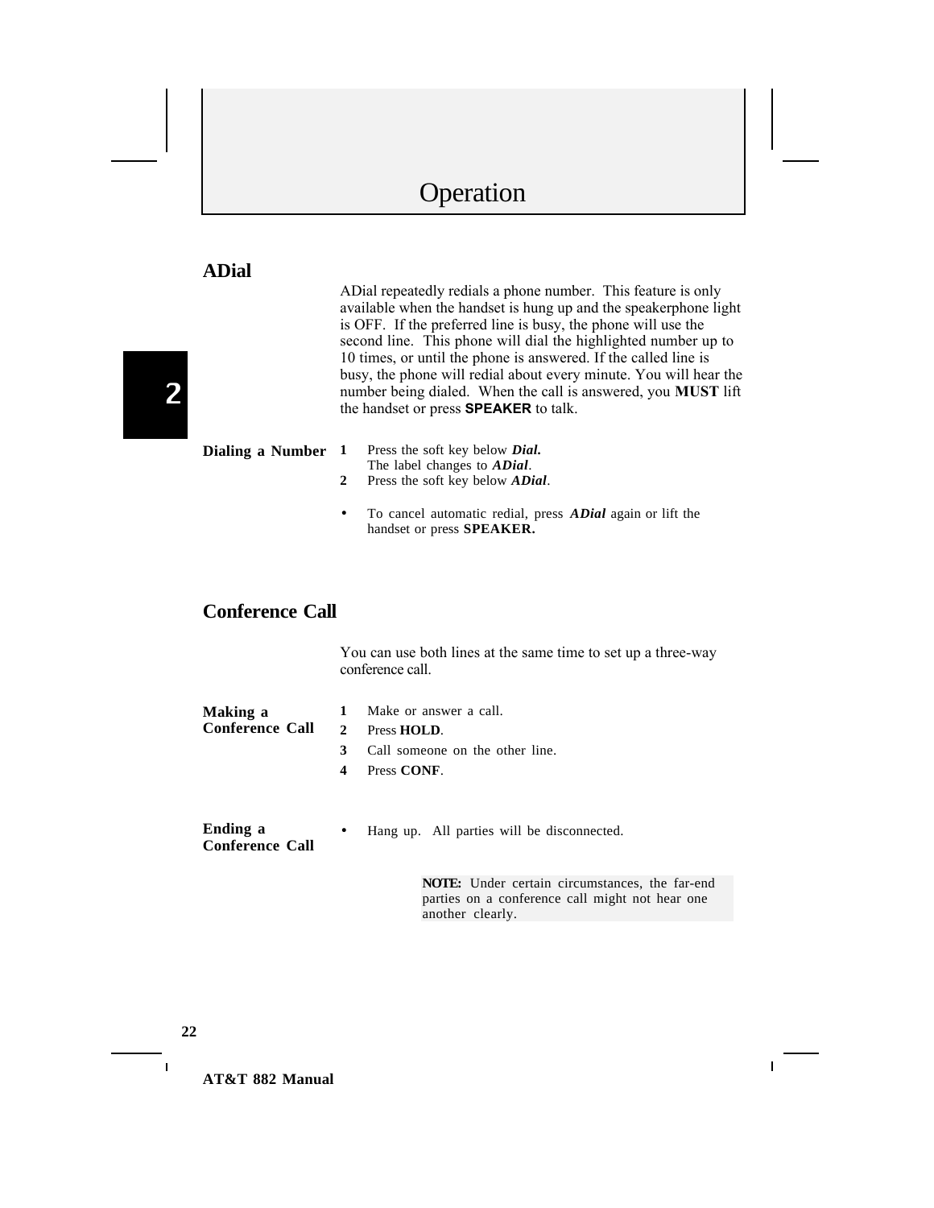# Operation

## ADial

ADial repeatedly redials a phone number. This feature is only available when the handset is hung up and the speakerphone light is OFF. If the preferred line is busy, the phone will use the second line. This phone will dial the highlighted number up to 10 times, or until the phone is answered. If the called line is busy, the phone will redial about every minute. You will hear the number being dialed. When the call is answered, you **MUST** lift the handset or press **SPEAKER** to talk.

### Dialing a Number

1. Press the soft key below ***Dial.*** The label changes to ***ADial***.
2. Press the soft key below ***ADial***.

- To cancel automatic redial, press ***ADial*** again or lift the handset or press **SPEAKER.**

## Conference Call

You can use both lines at the same time to set up a three-way conference call.

### Making a Conference Call

1. Make or answer a call.
2. Press **HOLD**.
3. Call someone on the other line.
4. Press **CONF**.

### Ending a Conference Call

- Hang up. All parties will be disconnected.

**NOTE:** Under certain circumstances, the far-end parties on a conference call might not hear one another clearly.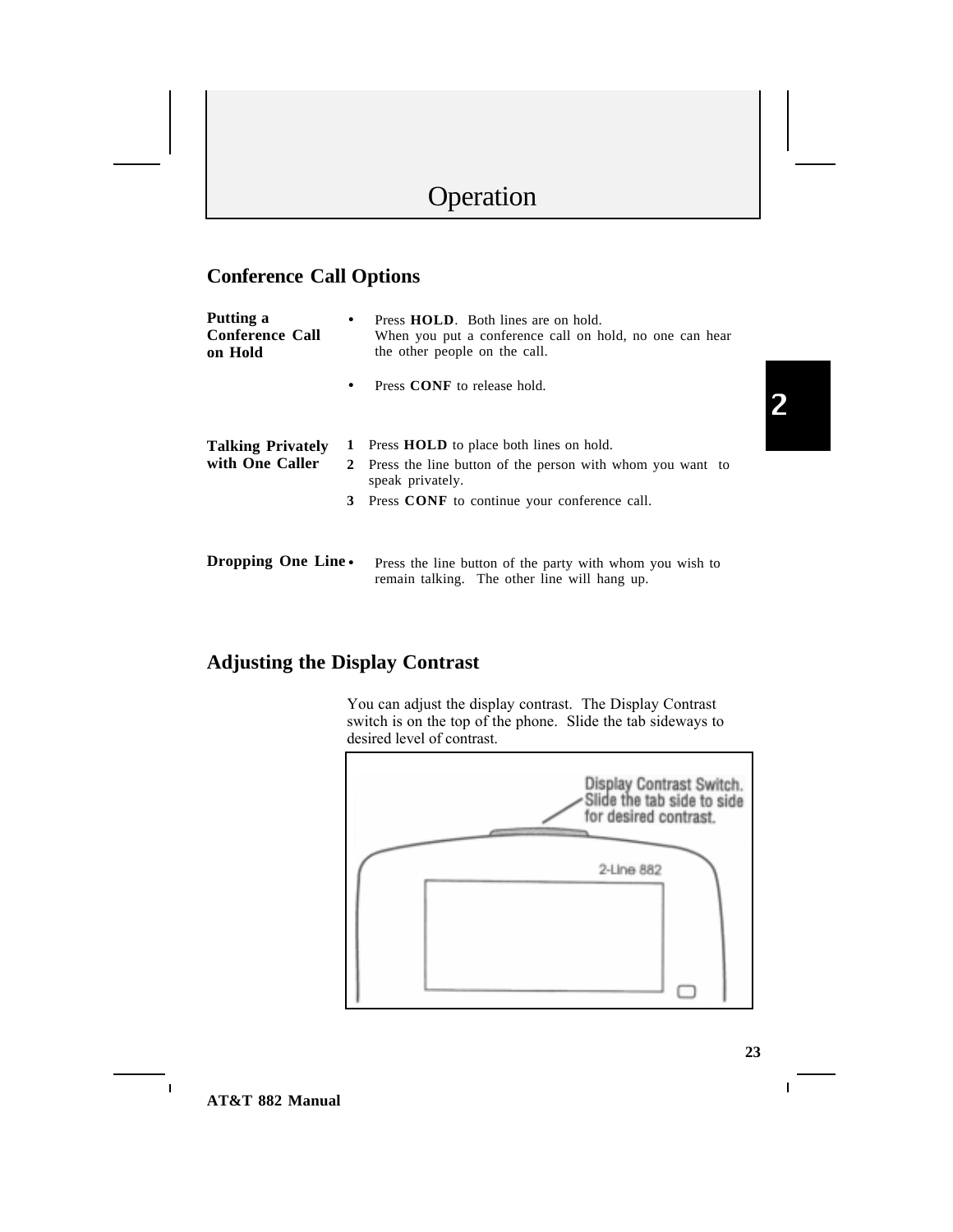# Operation

## Conference Call Options

**Putting a Conference Call on Hold**

- Press **HOLD**. Both lines are on hold.
  When you put a conference call on hold, no one can hear the other people on the call.
- Press **CONF** to release hold.

**Talking Privately with One Caller**

1. Press **HOLD** to place both lines on hold.
2. Press the line button of the person with whom you want to speak privately.
3. Press **CONF** to continue your conference call.

**Dropping One Line**

- Press the line button of the party with whom you wish to remain talking. The other line will hang up.

## Adjusting the Display Contrast

You can adjust the display contrast. The Display Contrast switch is on the top of the phone. Slide the tab sideways to desired level of contrast.

Display Contrast Switch. Slide the tab side to side for desired contrast.

2-Line 882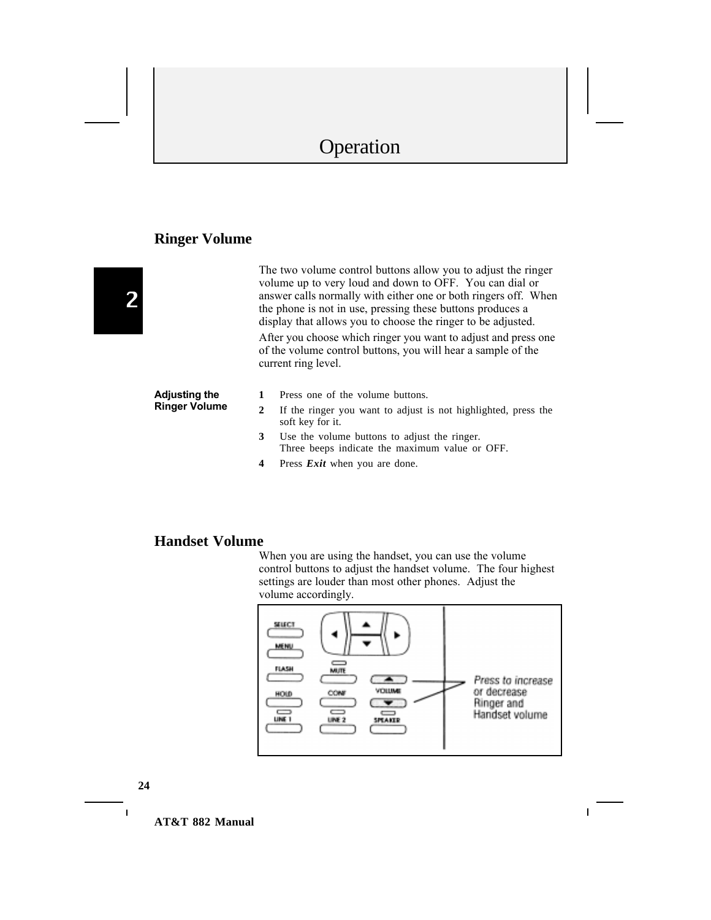# Operation

## Ringer Volume

The two volume control buttons allow you to adjust the ringer volume up to very loud and down to OFF. You can dial or answer calls normally with either one or both ringers off. When the phone is not in use, pressing these buttons produces a display that allows you to choose the ringer to be adjusted.

After you choose which ringer you want to adjust and press one of the volume control buttons, you will hear a sample of the current ring level.

**Adjusting the Ringer Volume**

1. Press one of the volume buttons.
2. If the ringer you want to adjust is not highlighted, press the soft key for it.
3. Use the volume buttons to adjust the ringer.
   Three beeps indicate the maximum value or OFF.
4. Press ***Exit*** when you are done.

## Handset Volume

When you are using the handset, you can use the volume control buttons to adjust the handset volume. The four highest settings are louder than most other phones. Adjust the volume accordingly.

SELECT
MENU
FLASH
HOLD
LINE 1
MUTE
CONF
LINE 2
VOLUME
SPEAKER
Press to increase or decrease Ringer and Handset volume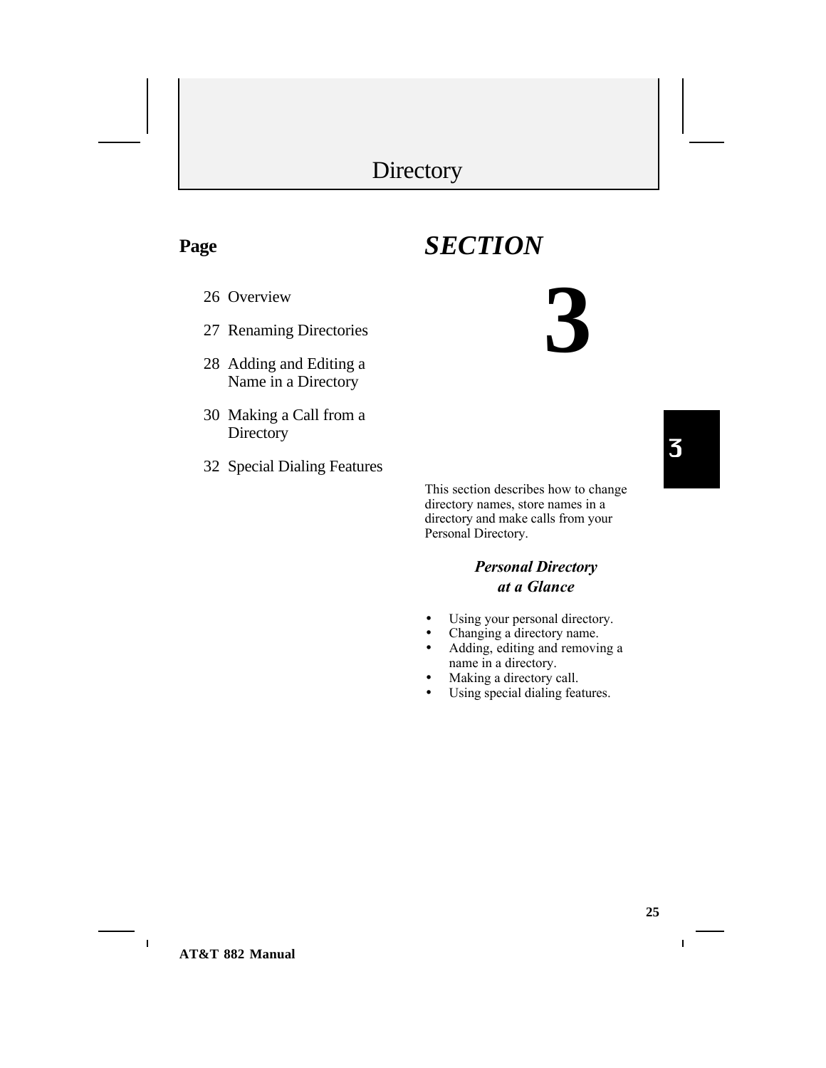# Directory

**Page**

26 Overview

27 Renaming Directories

28 Adding and Editing a Name in a Directory

30 Making a Call from a Directory

32 Special Dialing Features

## *SECTION*

# 3

This section describes how to change directory names, store names in a directory and make calls from your Personal Directory.

### *Personal Directory at a Glance*

- Using your personal directory.
- Changing a directory name.
- Adding, editing and removing a name in a directory.
- Making a directory call.
- Using special dialing features.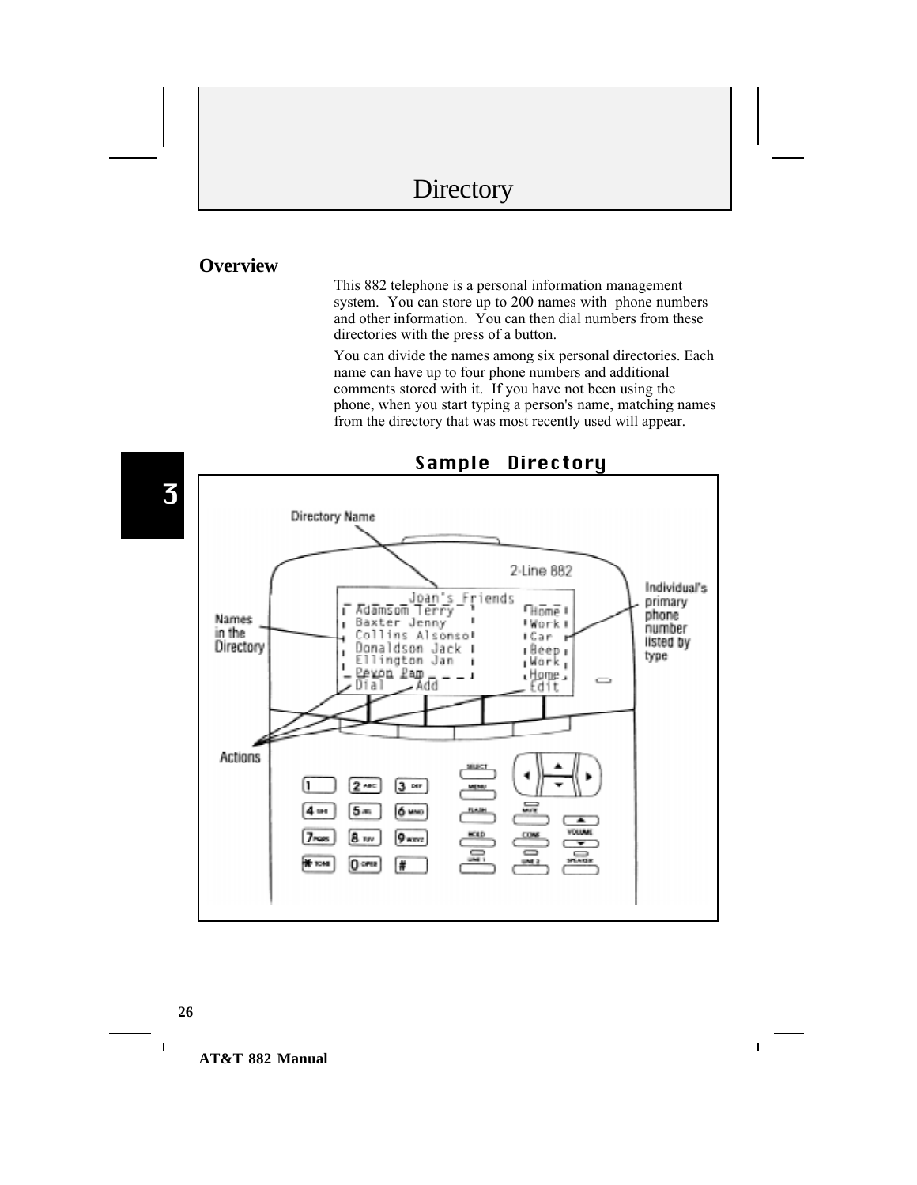# Directory

## Overview

This 882 telephone is a personal information management system. You can store up to 200 names with phone numbers and other information. You can then dial numbers from these directories with the press of a button.

You can divide the names among six personal directories. Each name can have up to four phone numbers and additional comments stored with it. If you have not been using the phone, when you start typing a person's name, matching names from the directory that was most recently used will appear.

**Sample Directory**

Directory Name

2-Line 882

Joan's Friends

Adamsom Terry
Baxter Jenny
Collins Alsonso
Donaldson Jack
Ellington Jan
Peyon Pam

Home
Work
Car
Beep
Work
Home

Dial Add Edit

Names in the Directory

Individual's primary phone number listed by type

Actions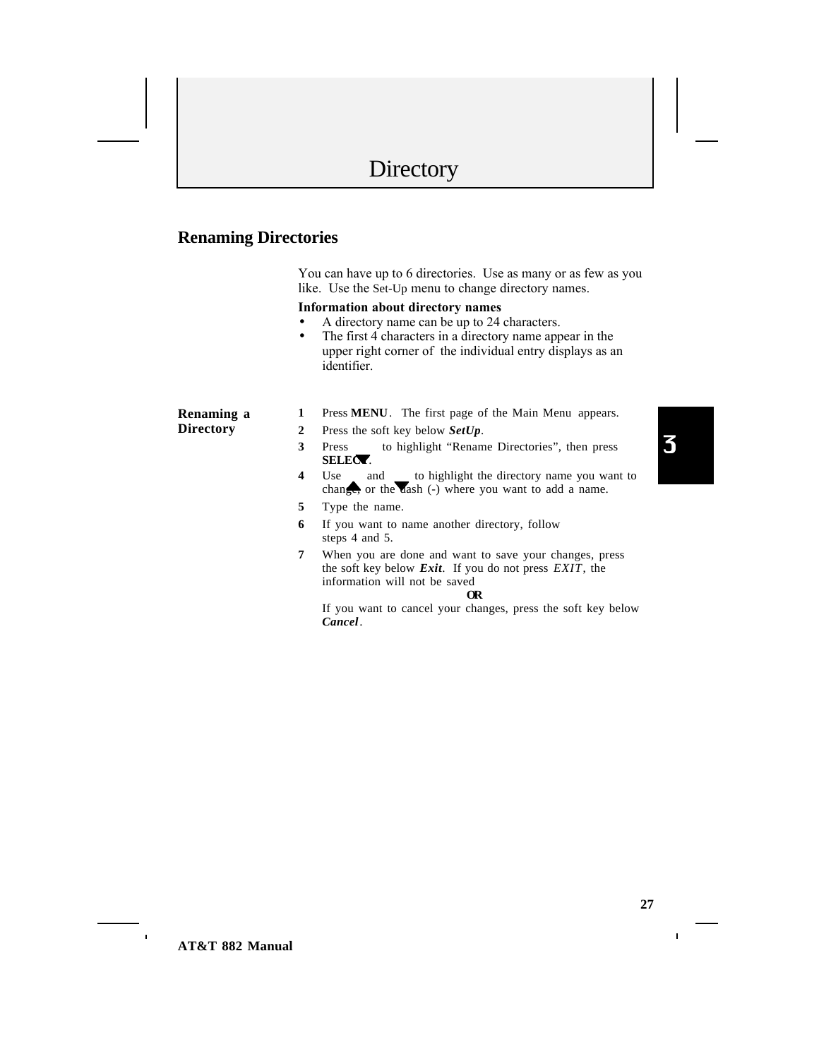# Directory

## Renaming Directories

You can have up to 6 directories. Use as many or as few as you like. Use the Set-Up menu to change directory names.

**Information about directory names**

- A directory name can be up to 24 characters.
- The first 4 characters in a directory name appear in the upper right corner of the individual entry displays as an identifier.

**Renaming a Directory**

1. Press **MENU**. The first page of the Main Menu appears.
2. Press the soft key below ***SetUp***.
3. Press ▼ to highlight "Rename Directories", then press **SELECT**.
4. Use ▲ and ▼ to highlight the directory name you want to change, or the dash (-) where you want to add a name.
5. Type the name.
6. If you want to name another directory, follow steps 4 and 5.
7. When you are done and want to save your changes, press the soft key below ***Exit***. If you do not press *EXIT*, the information will not be saved

   **OR**

   If you want to cancel your changes, press the soft key below ***Cancel***.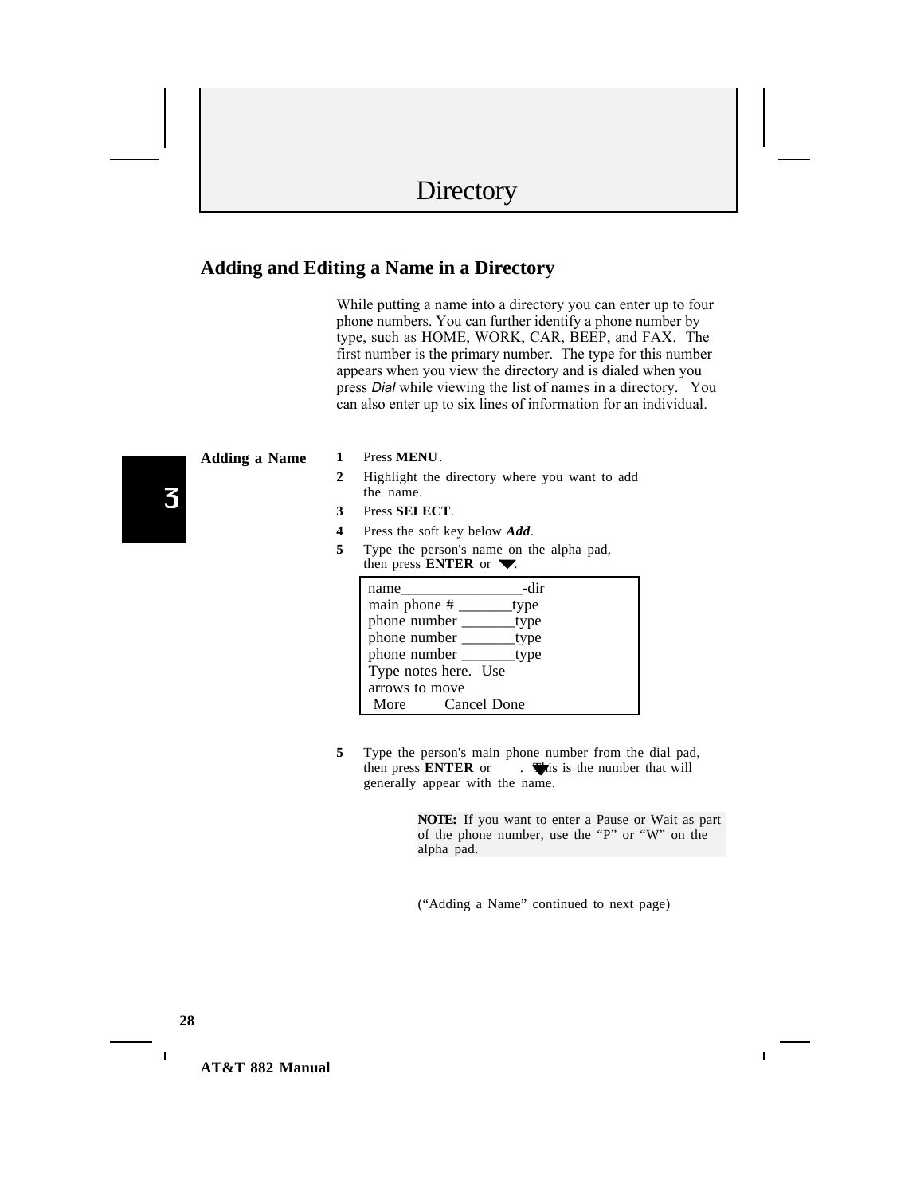# Directory

## Adding and Editing a Name in a Directory

While putting a name into a directory you can enter up to four phone numbers. You can further identify a phone number by type, such as HOME, WORK, CAR, BEEP, and FAX. The first number is the primary number. The type for this number appears when you view the directory and is dialed when you press *Dial* while viewing the list of names in a directory. You can also enter up to six lines of information for an individual.

3

### Adding a Name

1. Press **MENU**.
2. Highlight the directory where you want to add the name.
3. Press **SELECT**.
4. Press the soft key below ***Add***.
5. Type the person's name on the alpha pad, then press **ENTER** or ▼.

```
name________________-dir
main phone # _______type
phone number _______type
phone number _______type
phone number _______type
Type notes here.  Use
arrows to move
 More        Cancel Done
```

5. Type the person's main phone number from the dial pad, then press **ENTER** or ▼. This is the number that will generally appear with the name.

**NOTE:** If you want to enter a Pause or Wait as part of the phone number, use the “P” or “W” on the alpha pad.

(“Adding a Name” continued to next page)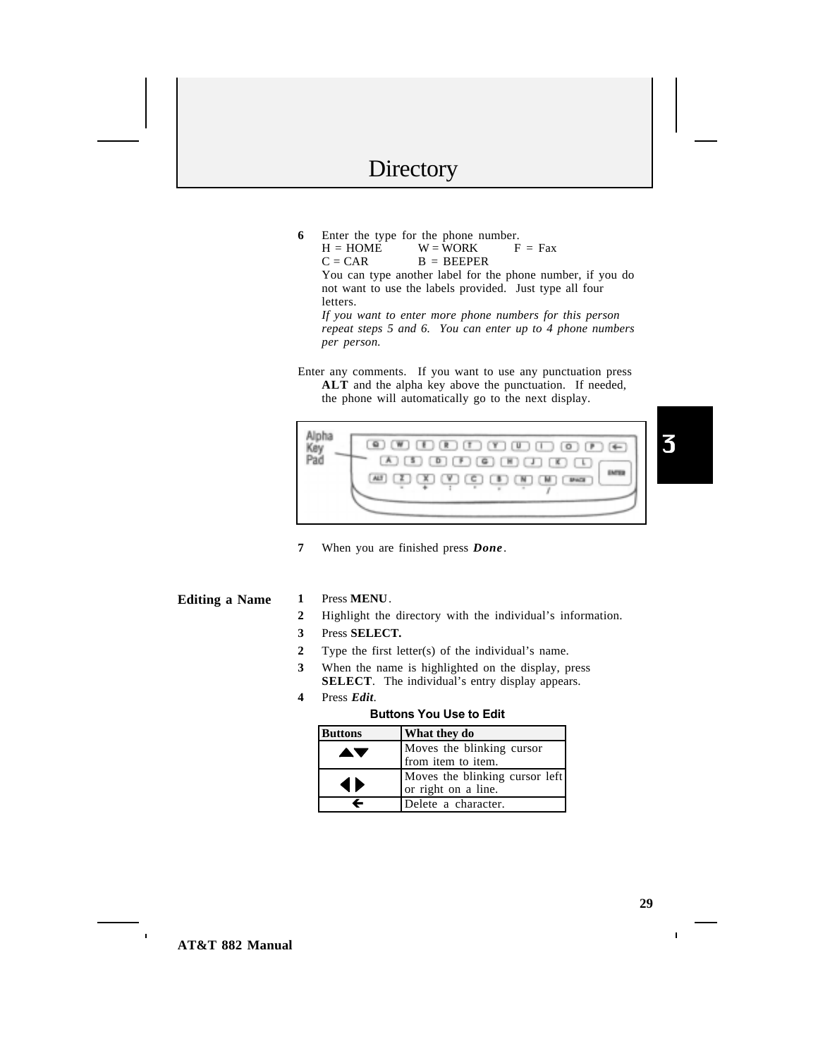# Directory

6 Enter the type for the phone number.
H = HOME W = WORK F = Fax
C = CAR B = BEEPER
You can type another label for the phone number, if you do not want to use the labels provided. Just type all four letters.
*If you want to enter more phone numbers for this person repeat steps 5 and 6. You can enter up to 4 phone numbers per person.*

Enter any comments. If you want to use any punctuation press **ALT** and the alpha key above the punctuation. If needed, the phone will automatically go to the next display.

Alpha Key Pad

Q W E R T Y U I O P ←
A S D F G H J K L ENTER
ALT Z X V C B N M SPACE
- + : " , ' /

7 When you are finished press ***Done***.

**Editing a Name**

1 Press **MENU**.
2 Highlight the directory with the individual's information.
3 Press **SELECT.**
2 Type the first letter(s) of the individual's name.
3 When the name is highlighted on the display, press **SELECT**. The individual's entry display appears.
4 Press ***Edit***.

**Buttons You Use to Edit**

| Buttons | What they do |
|---|---|
| ▲▼ | Moves the blinking cursor from item to item. |
| ◀▶ | Moves the blinking cursor left or right on a line. |
| ← | Delete a character. |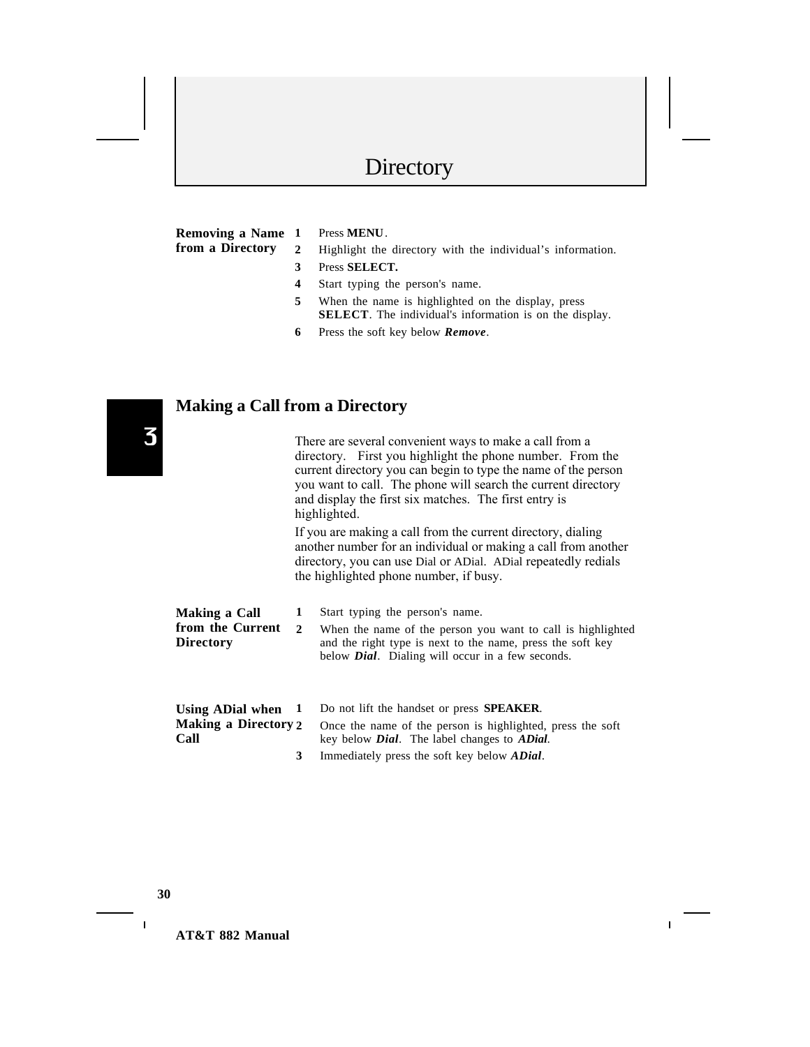# Directory

**Removing a Name from a Directory**

1. Press **MENU**.
2. Highlight the directory with the individual's information.
3. Press **SELECT.**
4. Start typing the person's name.
5. When the name is highlighted on the display, press **SELECT**. The individual's information is on the display.
6. Press the soft key below ***Remove***.

## Making a Call from a Directory

There are several convenient ways to make a call from a directory. First you highlight the phone number. From the current directory you can begin to type the name of the person you want to call. The phone will search the current directory and display the first six matches. The first entry is highlighted.

If you are making a call from the current directory, dialing another number for an individual or making a call from another directory, you can use Dial or ADial. ADial repeatedly redials the highlighted phone number, if busy.

**Making a Call from the Current Directory**

1. Start typing the person's name.
2. When the name of the person you want to call is highlighted and the right type is next to the name, press the soft key below ***Dial***. Dialing will occur in a few seconds.

**Using ADial when Making a Directory Call**

1. Do not lift the handset or press **SPEAKER**.
2. Once the name of the person is highlighted, press the soft key below ***Dial***. The label changes to ***ADial***.
3. Immediately press the soft key below ***ADial***.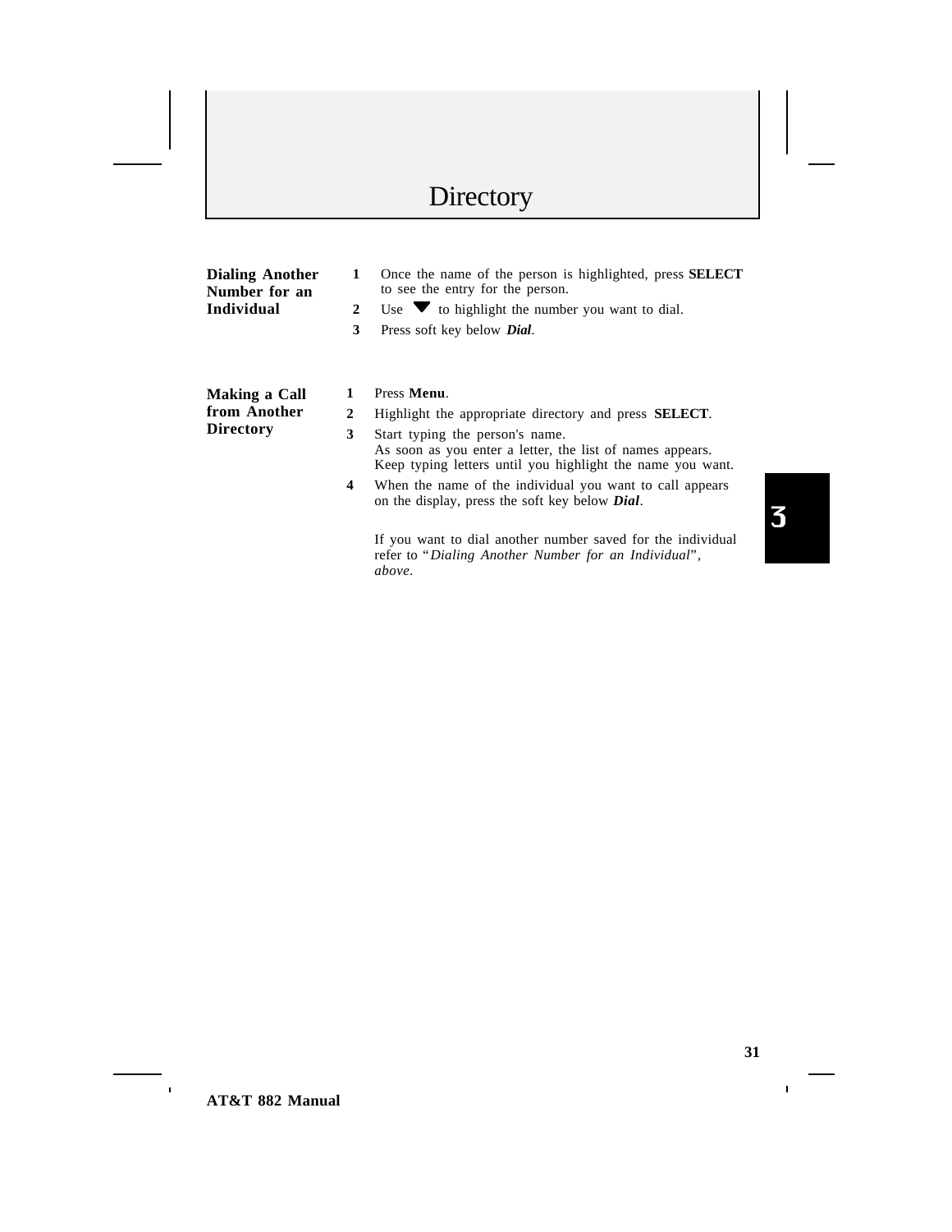# Directory

### Dialing Another Number for an Individual

1. Once the name of the person is highlighted, press **SELECT** to see the entry for the person.
2. Use ▼ to highlight the number you want to dial.
3. Press soft key below ***Dial***.

### Making a Call from Another Directory

1. Press **Menu**.
2. Highlight the appropriate directory and press **SELECT**.
3. Start typing the person's name.
   As soon as you enter a letter, the list of names appears.
   Keep typing letters until you highlight the name you want.
4. When the name of the individual you want to call appears on the display, press the soft key below ***Dial***.

If you want to dial another number saved for the individual refer to "*Dialing Another Number for an Individual*", *above*.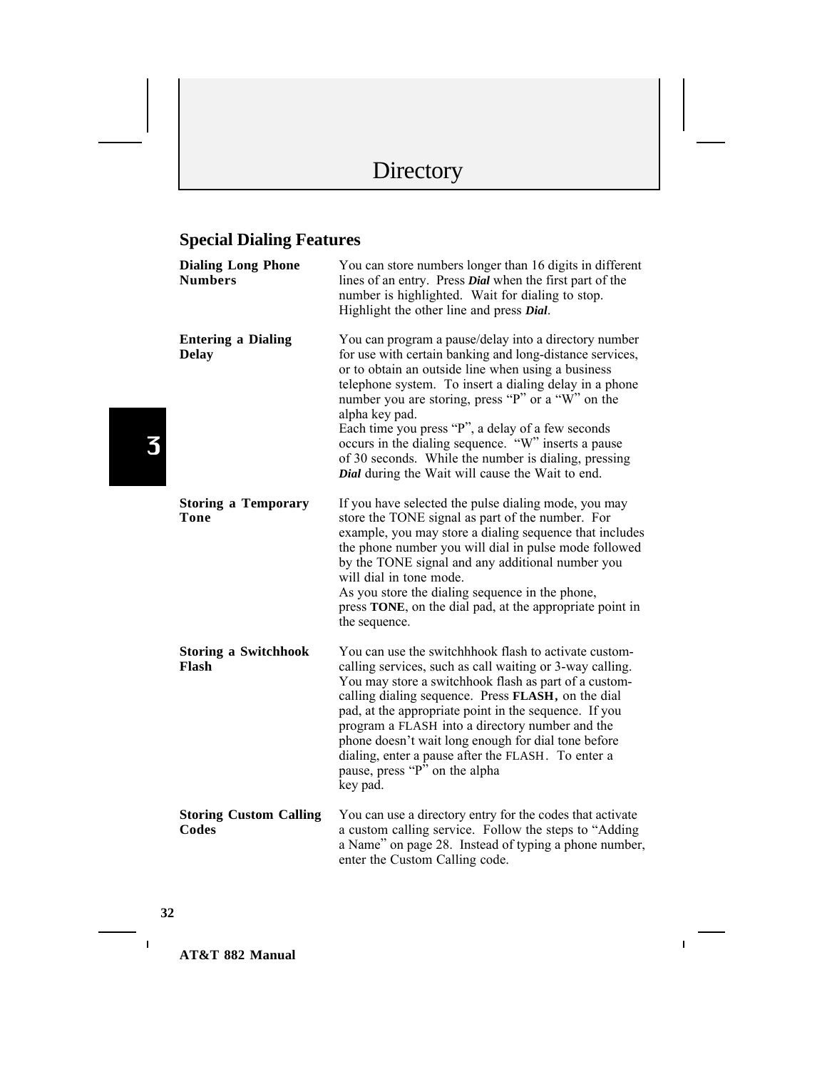# Directory

## Special Dialing Features

**Dialing Long Phone Numbers**

You can store numbers longer than 16 digits in different lines of an entry. Press ***Dial*** when the first part of the number is highlighted. Wait for dialing to stop. Highlight the other line and press ***Dial***.

**Entering a Dialing Delay**

You can program a pause/delay into a directory number for use with certain banking and long-distance services, or to obtain an outside line when using a business telephone system. To insert a dialing delay in a phone number you are storing, press "P" or a "W" on the alpha key pad.

Each time you press "P", a delay of a few seconds occurs in the dialing sequence. "W" inserts a pause of 30 seconds. While the number is dialing, pressing ***Dial*** during the Wait will cause the Wait to end.

**Storing a Temporary Tone**

If you have selected the pulse dialing mode, you may store the TONE signal as part of the number. For example, you may store a dialing sequence that includes the phone number you will dial in pulse mode followed by the TONE signal and any additional number you will dial in tone mode.

As you store the dialing sequence in the phone, press **TONE**, on the dial pad, at the appropriate point in the sequence.

**Storing a Switchhook Flash**

You can use the switchhhook flash to activate custom-calling services, such as call waiting or 3-way calling. You may store a switchhook flash as part of a custom-calling dialing sequence. Press **FLASH**, on the dial pad, at the appropriate point in the sequence. If you program a FLASH into a directory number and the phone doesn't wait long enough for dial tone before dialing, enter a pause after the FLASH. To enter a pause, press "P" on the alpha key pad.

**Storing Custom Calling Codes**

You can use a directory entry for the codes that activate a custom calling service. Follow the steps to "Adding a Name" on page 28. Instead of typing a phone number, enter the Custom Calling code.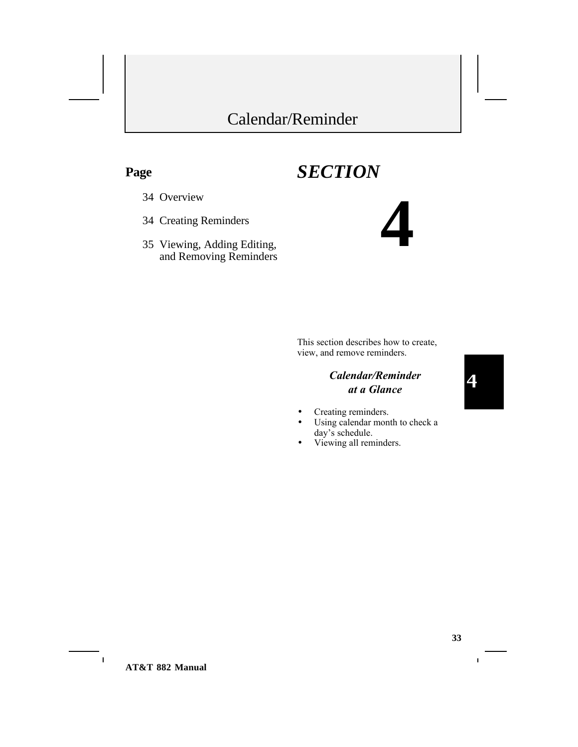# Calendar/Reminder

**Page**

34 Overview

34 Creating Reminders

35 Viewing, Adding Editing, and Removing Reminders

***SECTION***

# 4

This section describes how to create, view, and remove reminders.

### *Calendar/Reminder at a Glance*

- Creating reminders.
- Using calendar month to check a day's schedule.
- Viewing all reminders.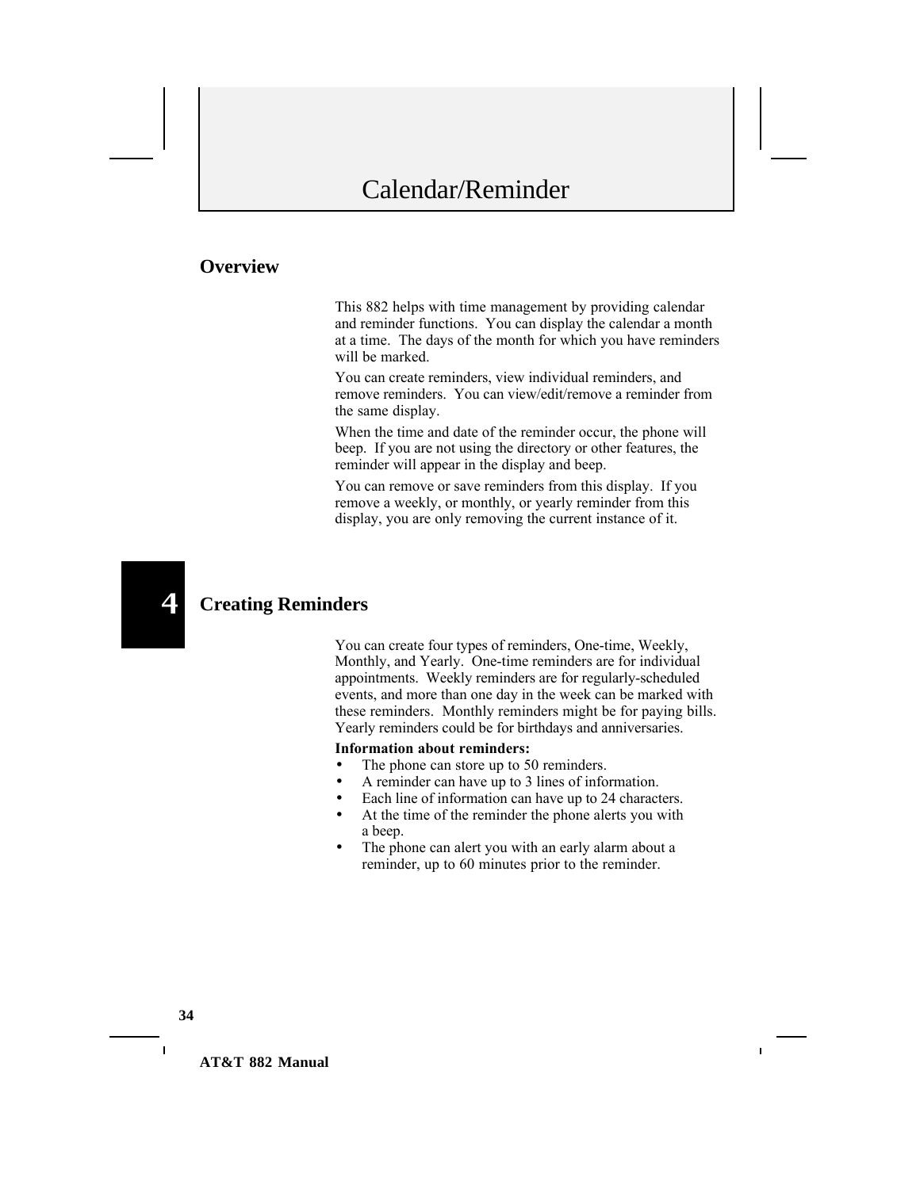# Calendar/Reminder

## Overview

This 882 helps with time management by providing calendar and reminder functions. You can display the calendar a month at a time. The days of the month for which you have reminders will be marked.

You can create reminders, view individual reminders, and remove reminders. You can view/edit/remove a reminder from the same display.

When the time and date of the reminder occur, the phone will beep. If you are not using the directory or other features, the reminder will appear in the display and beep.

You can remove or save reminders from this display. If you remove a weekly, or monthly, or yearly reminder from this display, you are only removing the current instance of it.

## Creating Reminders

You can create four types of reminders, One-time, Weekly, Monthly, and Yearly. One-time reminders are for individual appointments. Weekly reminders are for regularly-scheduled events, and more than one day in the week can be marked with these reminders. Monthly reminders might be for paying bills. Yearly reminders could be for birthdays and anniversaries.

**Information about reminders:**

- The phone can store up to 50 reminders.
- A reminder can have up to 3 lines of information.
- Each line of information can have up to 24 characters.
- At the time of the reminder the phone alerts you with a beep.
- The phone can alert you with an early alarm about a reminder, up to 60 minutes prior to the reminder.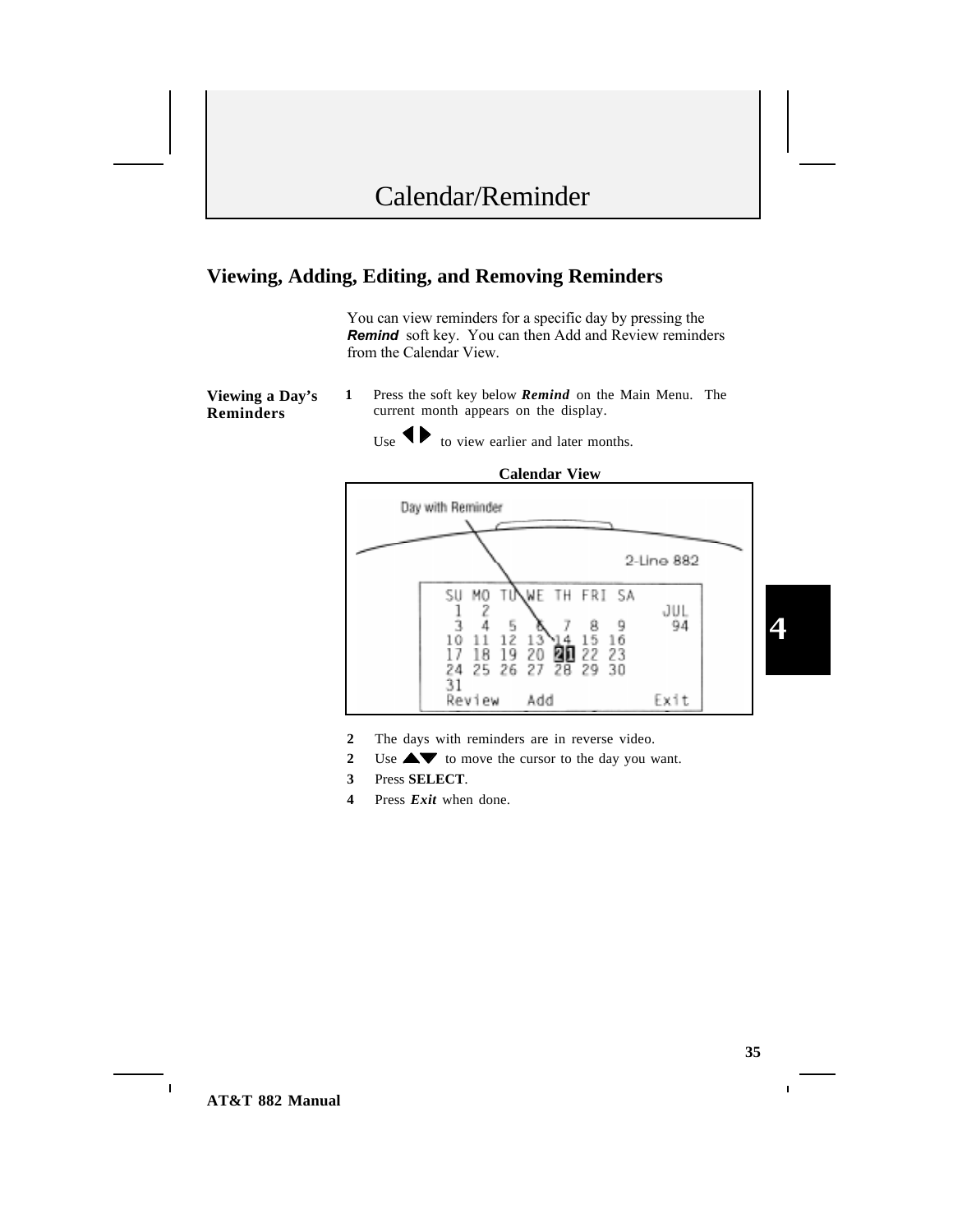# Calendar/Reminder

## Viewing, Adding, Editing, and Removing Reminders

You can view reminders for a specific day by pressing the ***Remind*** soft key. You can then Add and Review reminders from the Calendar View.

### Viewing a Day's Reminders

1 Press the soft key below ***Remind*** on the Main Menu. The current month appears on the display.

Use ◀▶ to view earlier and later months.

**Calendar View**

Day with Reminder

2-Line 882

SU MO TU WE TH FRI SA
1 2 JUL
3 4 5 6 7 8 9 94
10 11 12 13 14 15 16
17 18 19 20 21 22 23
24 25 26 27 28 29 30
31
Review Add Exit

2 The days with reminders are in reverse video.
2 Use ▲▼ to move the cursor to the day you want.
3 Press **SELECT**.
4 Press ***Exit*** when done.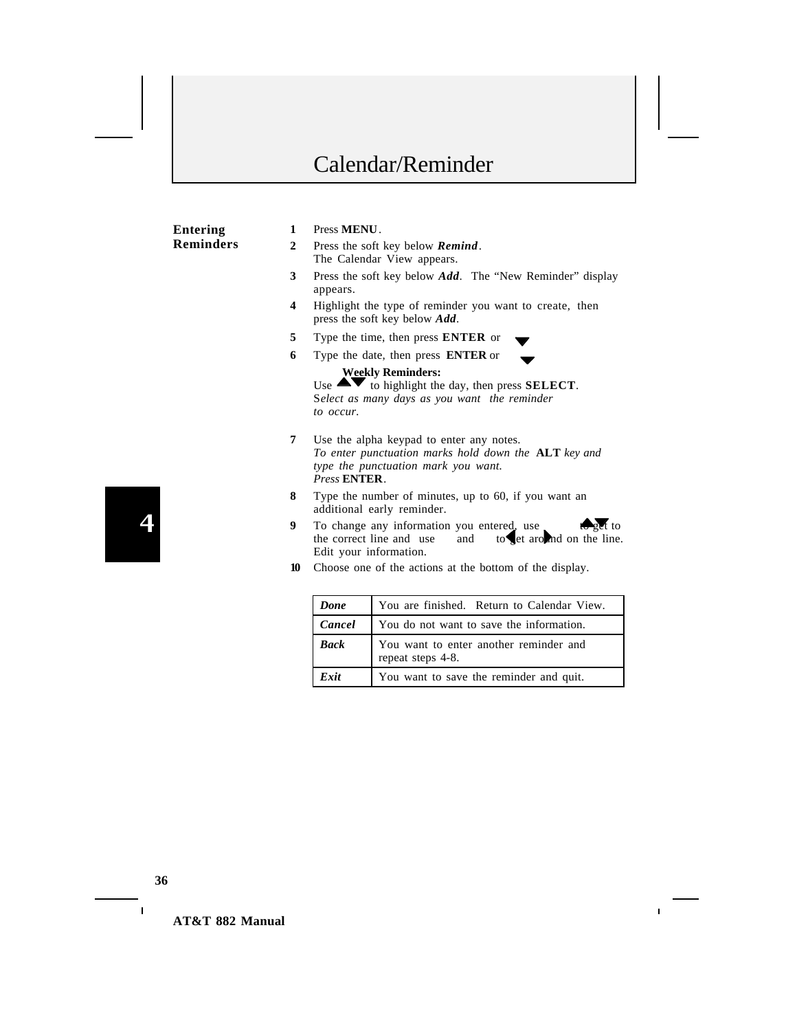# Calendar/Reminder

## Entering Reminders

1. Press **MENU**.
2. Press the soft key below ***Remind***.
   The Calendar View appears.
3. Press the soft key below ***Add***. The "New Reminder" display appears.
4. Highlight the type of reminder you want to create, then press the soft key below ***Add***.
5. Type the time, then press **ENTER** or ▼
6. Type the date, then press **ENTER** or ▼

   **Weekly Reminders:**
   Use ▲▼ to highlight the day, then press **SELECT**.
   *Select as many days as you want the reminder to occur.*

7. Use the alpha keypad to enter any notes.
   *To enter punctuation marks hold down the* **ALT** *key and type the punctuation mark you want.*
   *Press* **ENTER**.
8. Type the number of minutes, up to 60, if you want an additional early reminder.
9. To change any information you entered, use ▲▼ to get to the correct line and use ◀ and ▶ to get around on the line. Edit your information.
10. Choose one of the actions at the bottom of the display.

| | |
|---|---|
| ***Done*** | You are finished. Return to Calendar View. |
| ***Cancel*** | You do not want to save the information. |
| ***Back*** | You want to enter another reminder and repeat steps 4-8. |
| ***Exit*** | You want to save the reminder and quit. |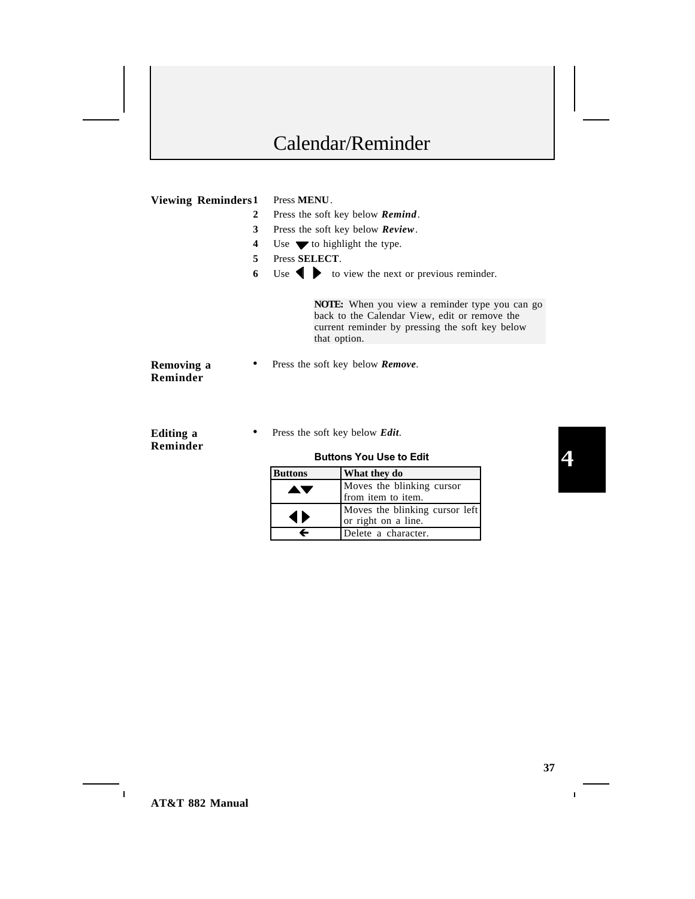# Calendar/Reminder

### Viewing Reminders

1. Press **MENU**.
2. Press the soft key below ***Remind***.
3. Press the soft key below ***Review***.
4. Use ▼ to highlight the type.
5. Press **SELECT**.
6. Use ◀ ▶ to view the next or previous reminder.

> **NOTE:** When you view a reminder type you can go back to the Calendar View, edit or remove the current reminder by pressing the soft key below that option.

### Removing a Reminder

- Press the soft key below ***Remove***.

### Editing a Reminder

- Press the soft key below ***Edit***.

**Buttons You Use to Edit**

| Buttons | What they do |
|---|---|
| ▲▼ | Moves the blinking cursor from item to item. |
| ◀ ▶ | Moves the blinking cursor left or right on a line. |
| ← | Delete a character. |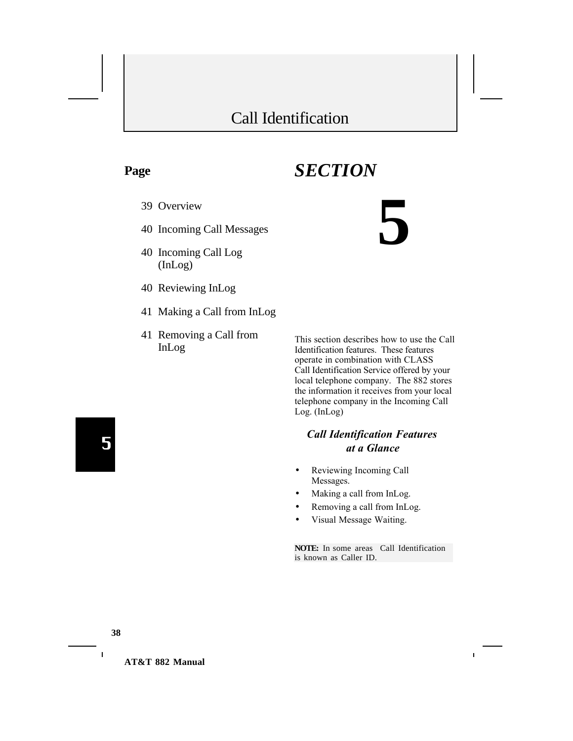# Call Identification

## SECTION 5

**Page**

39 Overview

40 Incoming Call Messages

40 Incoming Call Log (InLog)

40 Reviewing InLog

41 Making a Call from InLog

41 Removing a Call from InLog

This section describes how to use the Call Identification features. These features operate in combination with CLASS Call Identification Service offered by your local telephone company. The 882 stores the information it receives from your local telephone company in the Incoming Call Log. (InLog)

### *Call Identification Features at a Glance*

- Reviewing Incoming Call Messages.
- Making a call from InLog.
- Removing a call from InLog.
- Visual Message Waiting.

**NOTE:** In some areas Call Identification is known as Caller ID.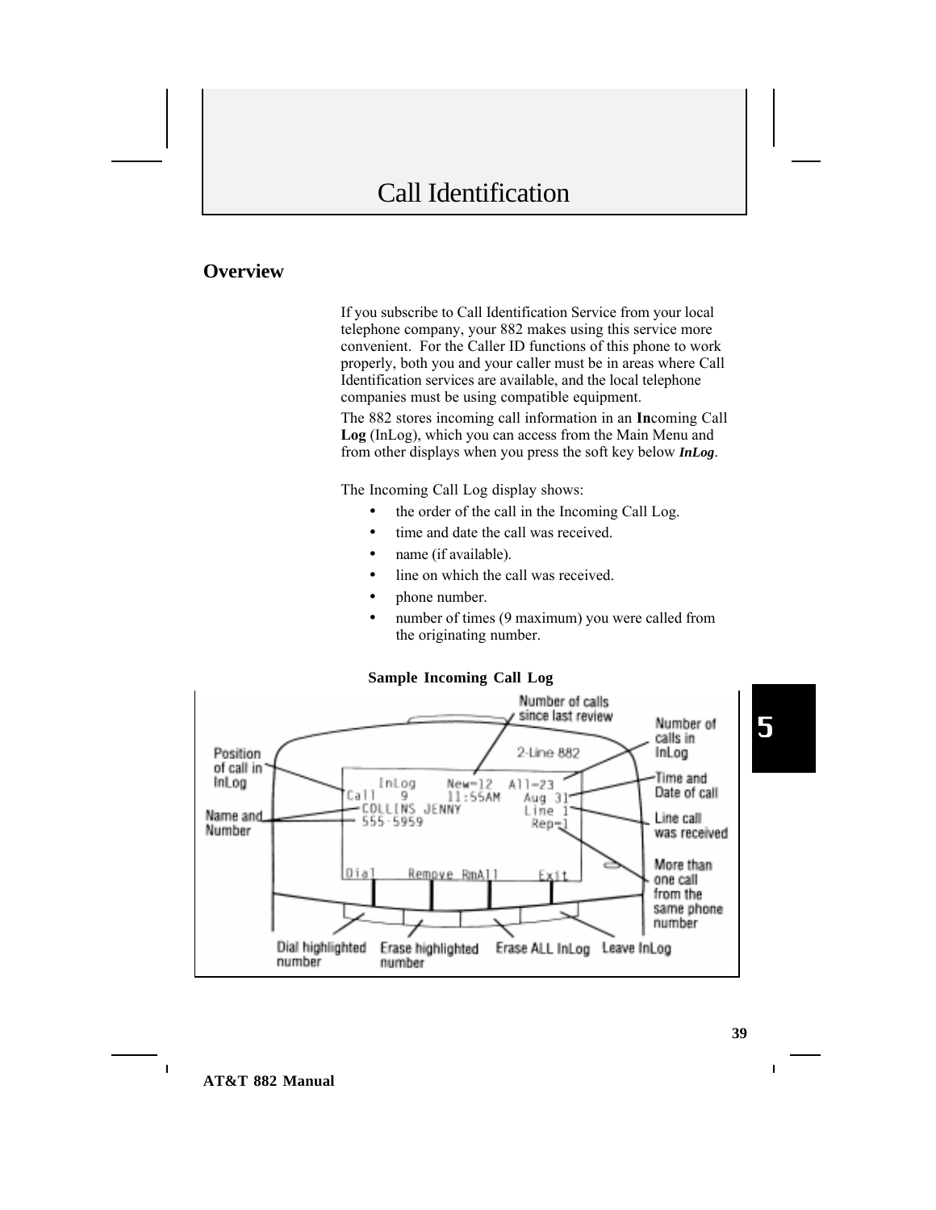// Call Identification

## Overview

If you subscribe to Call Identification Service from your local telephone company, your 882 makes using this service more convenient. For the Caller ID functions of this phone to work properly, both you and your caller must be in areas where Call Identification services are available, and the local telephone companies must be using compatible equipment.

The 882 stores incoming call information in an **In**coming Call **Log** (InLog), which you can access from the Main Menu and from other displays when you press the soft key below ***InLog***.

The Incoming Call Log display shows:

- the order of the call in the Incoming Call Log.
- time and date the call was received.
- name (if available).
- line on which the call was received.
- phone number.
- number of times (9 maximum) you were called from the originating number.

**Sample Incoming Call Log**

Number of calls since last review

Number of calls in InLog

2-Line 882

Position of call in InLog

InLog New=12 All=23

Call 9 11:55AM Aug 31

COLLINS JENNY

555-5959

Line 1

Rep=1

Time and Date of call

Name and Number

Line call was received

More than one call from the same phone number

Dial Remove RmAll Exit

Dial highlighted number

Erase highlighted number

Erase ALL InLog

Leave InLog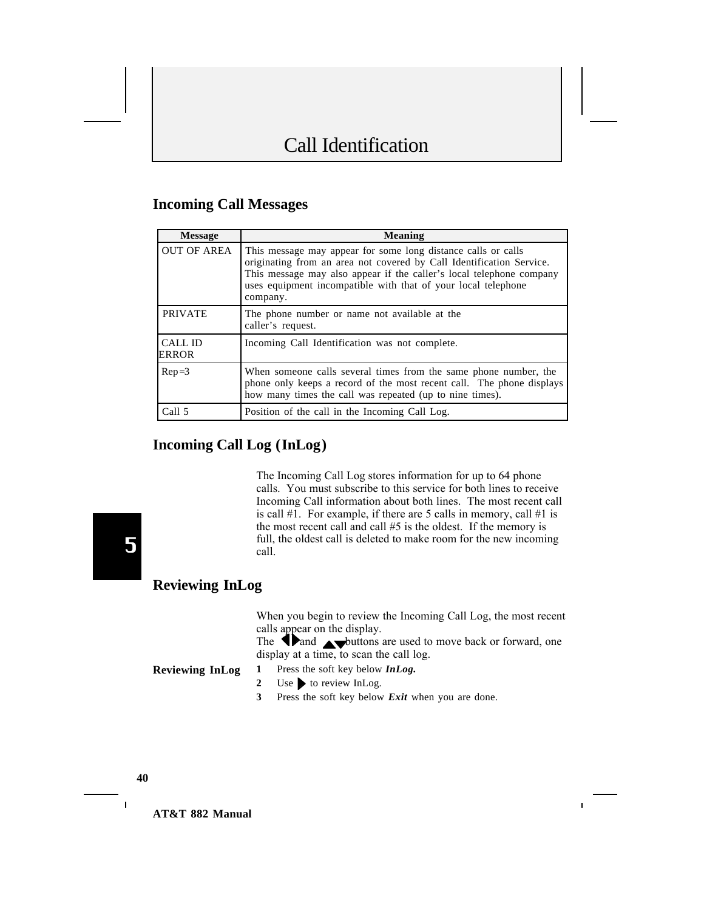# Call Identification

## Incoming Call Messages

| Message | Meaning |
|---|---|
| OUT OF AREA | This message may appear for some long distance calls or calls originating from an area not covered by Call Identification Service. This message may also appear if the caller's local telephone company uses equipment incompatible with that of your local telephone company. |
| PRIVATE | The phone number or name not available at the caller's request. |
| CALL ID ERROR | Incoming Call Identification was not complete. |
| Rep=3 | When someone calls several times from the same phone number, the phone only keeps a record of the most recent call. The phone displays how many times the call was repeated (up to nine times). |
| Call 5 | Position of the call in the Incoming Call Log. |

## Incoming Call Log (InLog)

The Incoming Call Log stores information for up to 64 phone calls. You must subscribe to this service for both lines to receive Incoming Call information about both lines. The most recent call is call #1. For example, if there are 5 calls in memory, call #1 is the most recent call and call #5 is the oldest. If the memory is full, the oldest call is deleted to make room for the new incoming call.

## Reviewing InLog

When you begin to review the Incoming Call Log, the most recent calls appear on the display.
The ◀▶ and ▲▼ buttons are used to move back or forward, one display at a time, to scan the call log.

**Reviewing InLog**

1. Press the soft key below ***InLog.***
2. Use ▶ to review InLog.
3. Press the soft key below ***Exit*** when you are done.

**AT&T 882 Manual**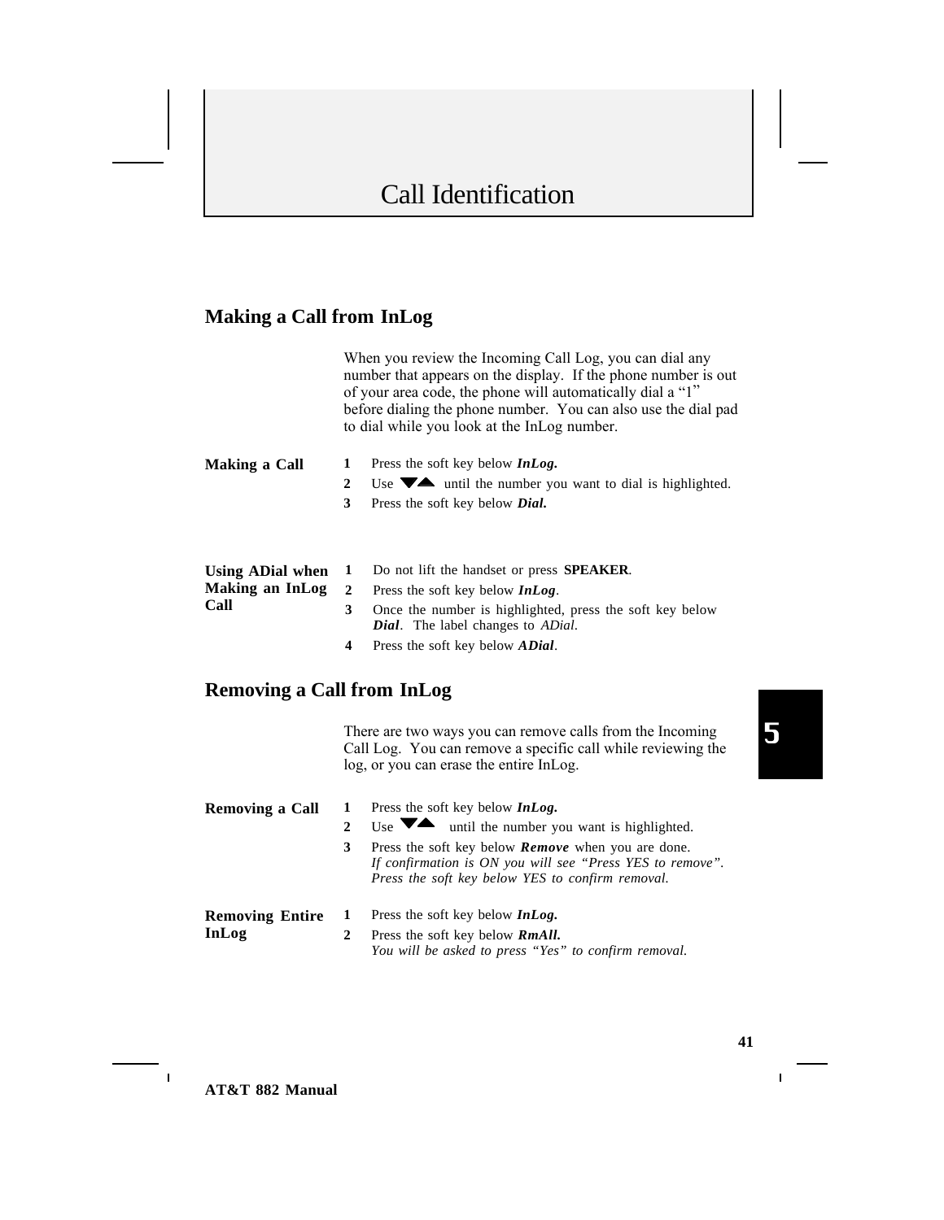# Call Identification

## Making a Call from InLog

When you review the Incoming Call Log, you can dial any number that appears on the display. If the phone number is out of your area code, the phone will automatically dial a "1" before dialing the phone number. You can also use the dial pad to dial while you look at the InLog number.

**Making a Call**

1. Press the soft key below ***InLog.***
2. Use ▼▲ until the number you want to dial is highlighted.
3. Press the soft key below ***Dial.***

**Using ADial when Making an InLog Call**

1. Do not lift the handset or press **SPEAKER**.
2. Press the soft key below ***InLog***.
3. Once the number is highlighted, press the soft key below ***Dial***. The label changes to *ADial*.
4. Press the soft key below ***ADial***.

## Removing a Call from InLog

There are two ways you can remove calls from the Incoming Call Log. You can remove a specific call while reviewing the log, or you can erase the entire InLog.

**Removing a Call**

1. Press the soft key below ***InLog.***
2. Use ▼▲ until the number you want is highlighted.
3. Press the soft key below ***Remove*** when you are done.
   *If confirmation is ON you will see "Press YES to remove". Press the soft key below YES to confirm removal.*

**Removing Entire InLog**

1. Press the soft key below ***InLog.***
2. Press the soft key below ***RmAll.***
   *You will be asked to press "Yes" to confirm removal.*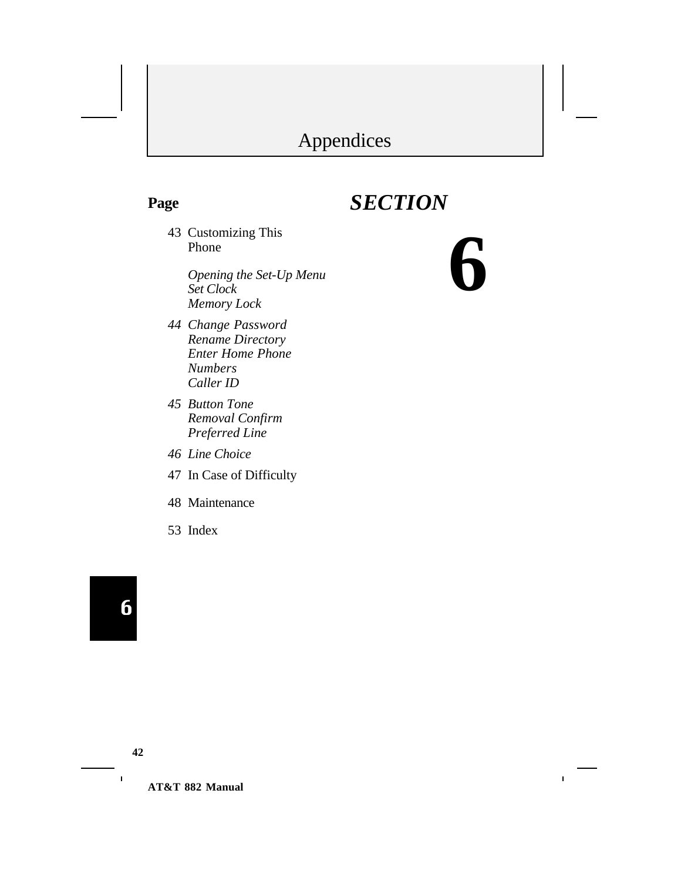# Appendices

## SECTION 6

**Page**

43 Customizing This Phone

*Opening the Set-Up Menu*
*Set Clock*
*Memory Lock*

*44 Change Password*
*Rename Directory*
*Enter Home Phone Numbers*
*Caller ID*

*45 Button Tone*
*Removal Confirm*
*Preferred Line*

*46 Line Choice*

47 In Case of Difficulty

48 Maintenance

53 Index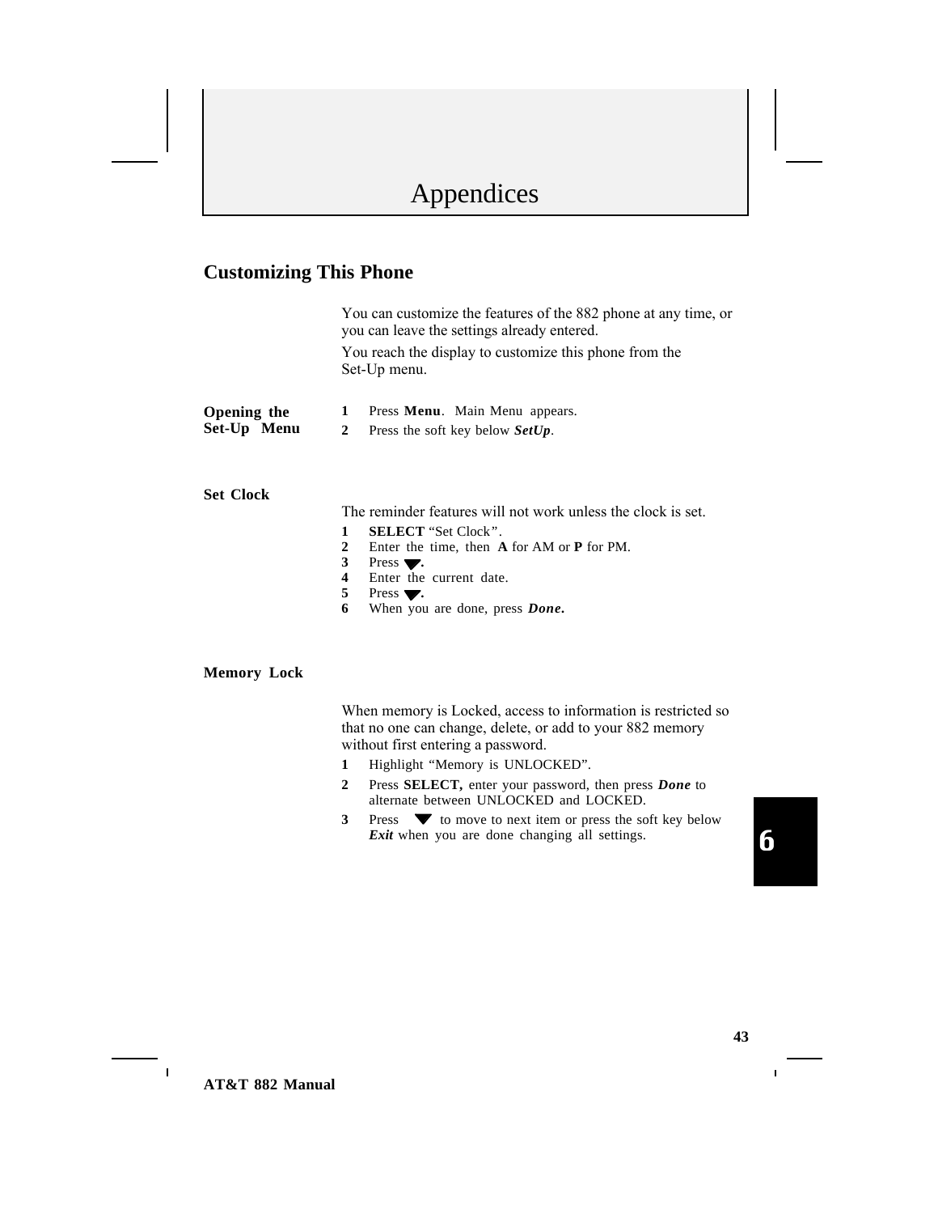# Appendices

## Customizing This Phone

You can customize the features of the 882 phone at any time, or you can leave the settings already entered.

You reach the display to customize this phone from the Set-Up menu.

### Opening the Set-Up Menu

1. Press **Menu**. Main Menu appears.
2. Press the soft key below ***SetUp***.

### Set Clock

The reminder features will not work unless the clock is set.

1. **SELECT** "Set Clock".
2. Enter the time, then **A** for AM or **P** for PM.
3. Press ▼.
4. Enter the current date.
5. Press ▼.
6. When you are done, press ***Done.***

### Memory Lock

When memory is Locked, access to information is restricted so that no one can change, delete, or add to your 882 memory without first entering a password.

1. Highlight "Memory is UNLOCKED".
2. Press **SELECT,** enter your password, then press ***Done*** to alternate between UNLOCKED and LOCKED.
3. Press ▼ to move to next item or press the soft key below ***Exit*** when you are done changing all settings.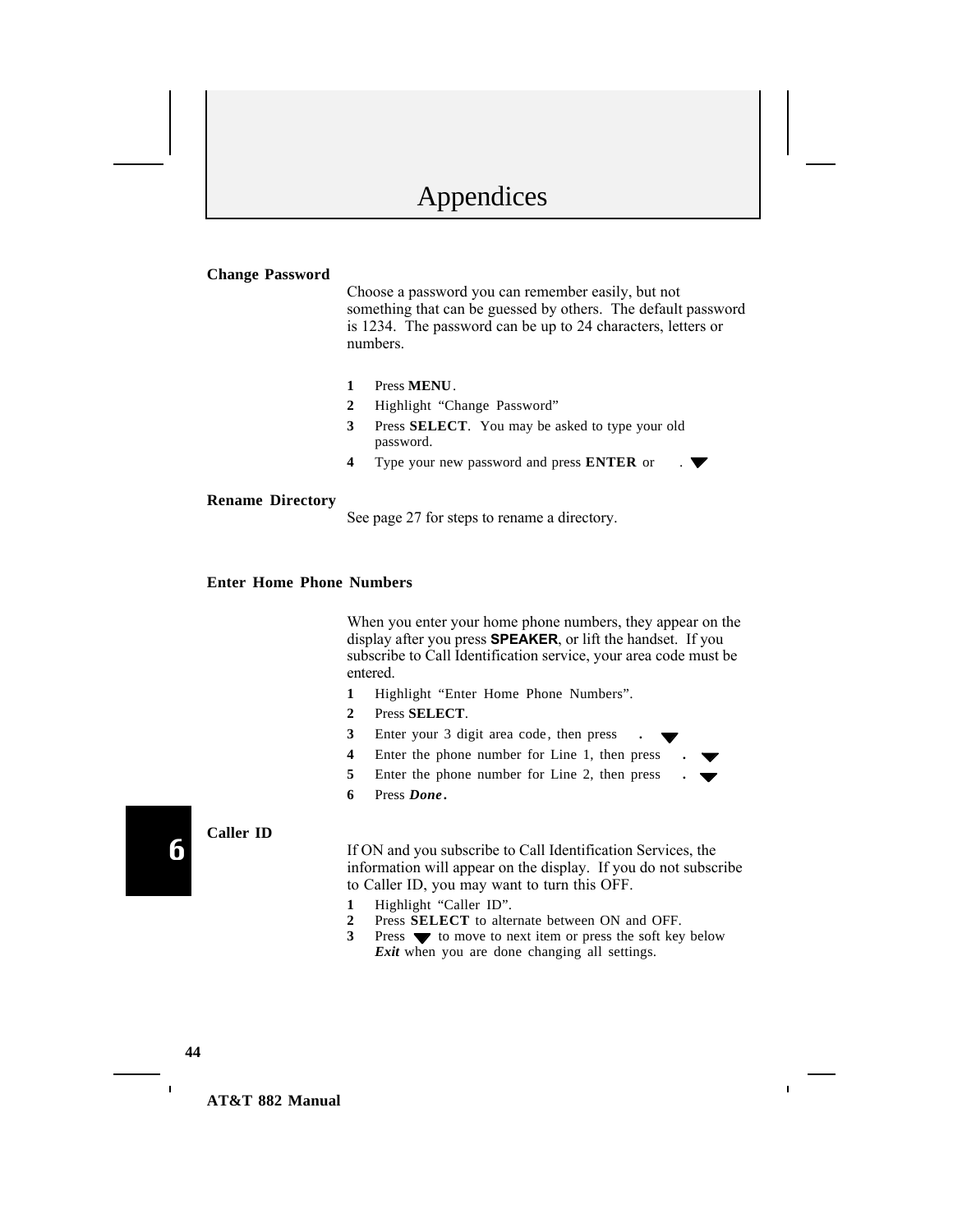# Appendices

**Change Password**

Choose a password you can remember easily, but not something that can be guessed by others. The default password is 1234. The password can be up to 24 characters, letters or numbers.

1. Press **MENU**.
2. Highlight "Change Password"
3. Press **SELECT**. You may be asked to type your old password.
4. Type your new password and press **ENTER** or ▼.

**Rename Directory**

See page 27 for steps to rename a directory.

**Enter Home Phone Numbers**

When you enter your home phone numbers, they appear on the display after you press **SPEAKER**, or lift the handset. If you subscribe to Call Identification service, your area code must be entered.

1. Highlight "Enter Home Phone Numbers".
2. Press **SELECT**.
3. Enter your 3 digit area code, then press ▼.
4. Enter the phone number for Line 1, then press ▼.
5. Enter the phone number for Line 2, then press ▼.
6. Press ***Done***.

**Caller ID**

If ON and you subscribe to Call Identification Services, the information will appear on the display. If you do not subscribe to Caller ID, you may want to turn this OFF.

1. Highlight "Caller ID".
2. Press **SELECT** to alternate between ON and OFF.
3. Press ▼ to move to next item or press the soft key below ***Exit*** when you are done changing all settings.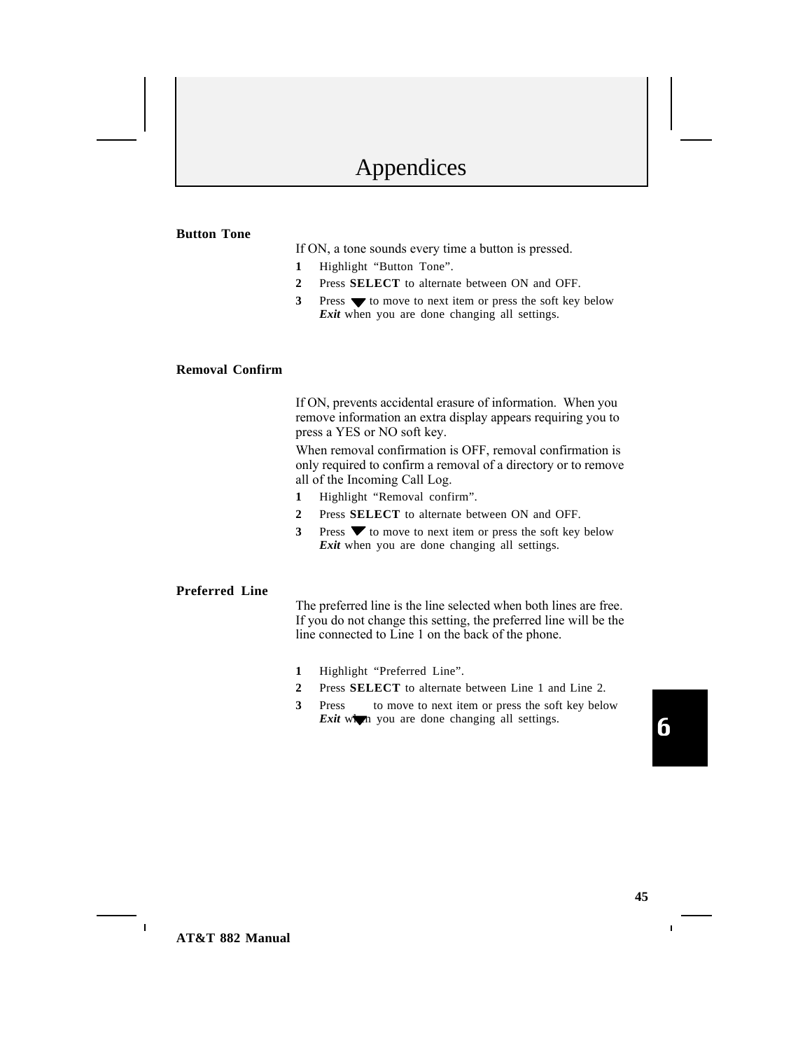# Appendices

**Button Tone**

If ON, a tone sounds every time a button is pressed.

1. Highlight “Button Tone”.
2. Press **SELECT** to alternate between ON and OFF.
3. Press ▼ to move to next item or press the soft key below ***Exit*** when you are done changing all settings.

**Removal Confirm**

If ON, prevents accidental erasure of information. When you remove information an extra display appears requiring you to press a YES or NO soft key.

When removal confirmation is OFF, removal confirmation is only required to confirm a removal of a directory or to remove all of the Incoming Call Log.

1. Highlight “Removal confirm”.
2. Press **SELECT** to alternate between ON and OFF.
3. Press ▼ to move to next item or press the soft key below ***Exit*** when you are done changing all settings.

**Preferred Line**

The preferred line is the line selected when both lines are free. If you do not change this setting, the preferred line will be the line connected to Line 1 on the back of the phone.

1. Highlight “Preferred Line”.
2. Press **SELECT** to alternate between Line 1 and Line 2.
3. Press ▼ to move to next item or press the soft key below ***Exit*** when you are done changing all settings.

**AT&T 882 Manual**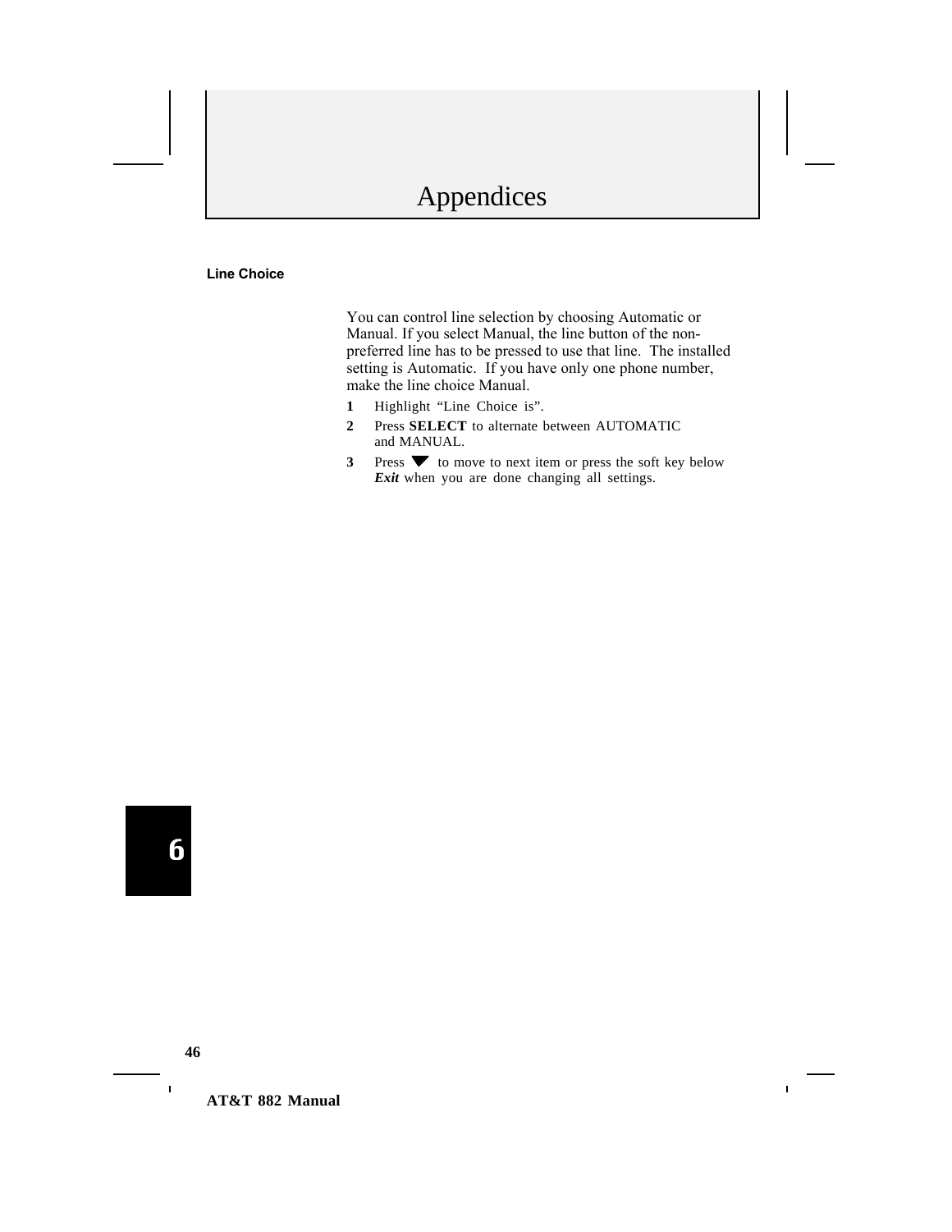## Line Choice

You can control line selection by choosing Automatic or Manual. If you select Manual, the line button of the non-preferred line has to be pressed to use that line. The installed setting is Automatic. If you have only one phone number, make the line choice Manual.

1. Highlight "Line Choice is".
2. Press **SELECT** to alternate between AUTOMATIC and MANUAL.
3. Press ▼ to move to next item or press the soft key below ***Exit*** when you are done changing all settings.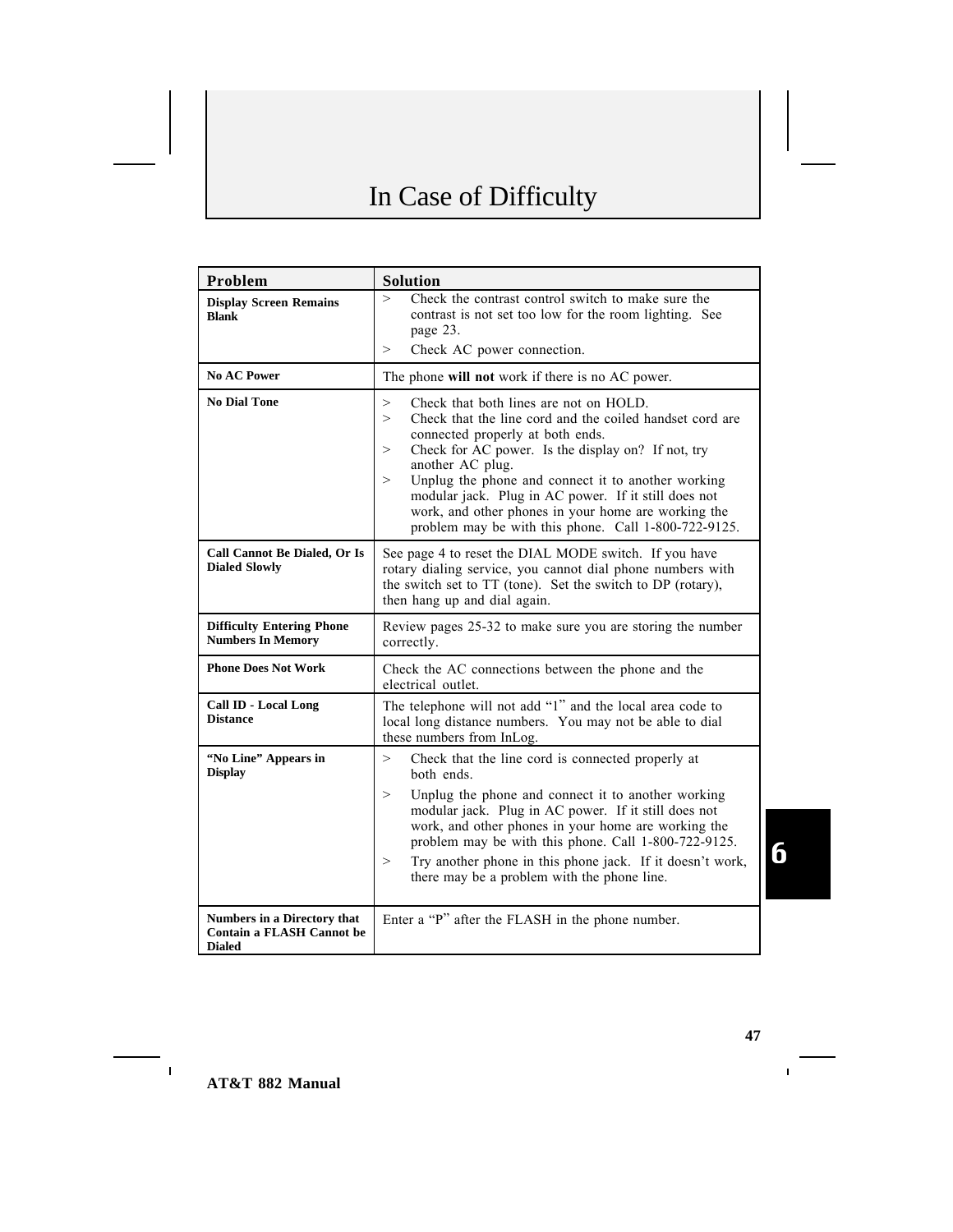# In Case of Difficulty

| Problem | Solution |
|---|---|
| **Display Screen Remains Blank** | > Check the contrast control switch to make sure the contrast is not set too low for the room lighting. See page 23.<br>> Check AC power connection. |
| **No AC Power** | The phone **will not** work if there is no AC power. |
| **No Dial Tone** | > Check that both lines are not on HOLD.<br>> Check that the line cord and the coiled handset cord are connected properly at both ends.<br>> Check for AC power. Is the display on? If not, try another AC plug.<br>> Unplug the phone and connect it to another working modular jack. Plug in AC power. If it still does not work, and other phones in your home are working the problem may be with this phone. Call 1-800-722-9125. |
| **Call Cannot Be Dialed, Or Is Dialed Slowly** | See page 4 to reset the DIAL MODE switch. If you have rotary dialing service, you cannot dial phone numbers with the switch set to TT (tone). Set the switch to DP (rotary), then hang up and dial again. |
| **Difficulty Entering Phone Numbers In Memory** | Review pages 25-32 to make sure you are storing the number correctly. |
| **Phone Does Not Work** | Check the AC connections between the phone and the electrical outlet. |
| **Call ID - Local Long Distance** | The telephone will not add "1" and the local area code to local long distance numbers. You may not be able to dial these numbers from InLog. |
| **"No Line" Appears in Display** | > Check that the line cord is connected properly at both ends.<br>> Unplug the phone and connect it to another working modular jack. Plug in AC power. If it still does not work, and other phones in your home are working the problem may be with this phone. Call 1-800-722-9125.<br>> Try another phone in this phone jack. If it doesn't work, there may be a problem with the phone line. |
| **Numbers in a Directory that Contain a FLASH Cannot be Dialed** | Enter a "P" after the FLASH in the phone number. |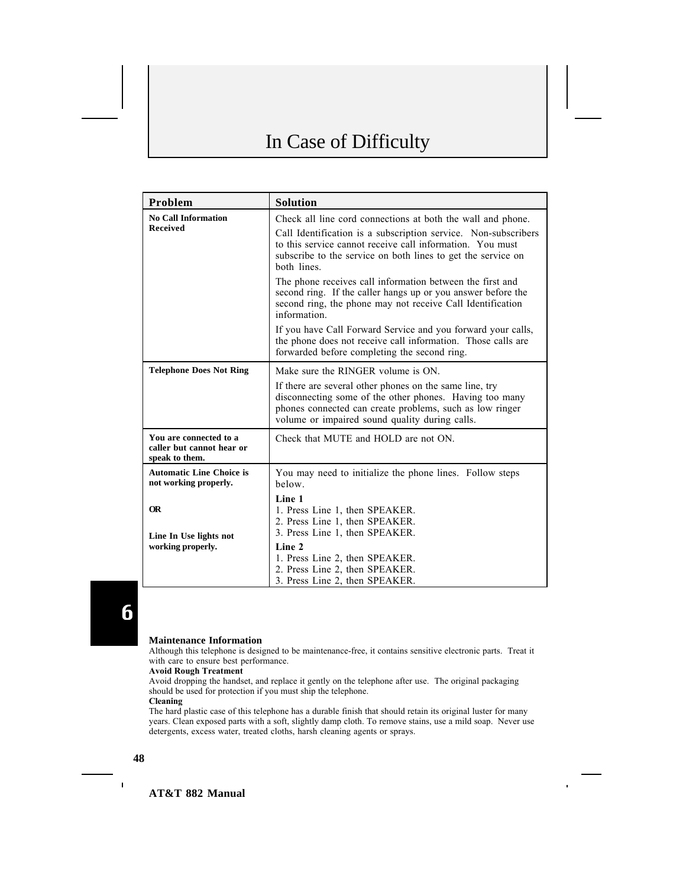# In Case of Difficulty

| Problem | Solution |
|---|---|
| **No Call Information Received** | Check all line cord connections at both the wall and phone.<br>Call Identification is a subscription service. Non-subscribers to this service cannot receive call information. You must subscribe to the service on both lines to get the service on both lines.<br>The phone receives call information between the first and second ring. If the caller hangs up or you answer before the second ring, the phone may not receive Call Identification information.<br>If you have Call Forward Service and you forward your calls, the phone does not receive call information. Those calls are forwarded before completing the second ring. |
| **Telephone Does Not Ring** | Make sure the RINGER volume is ON.<br>If there are several other phones on the same line, try disconnecting some of the other phones. Having too many phones connected can create problems, such as low ringer volume or impaired sound quality during calls. |
| **You are connected to a caller but cannot hear or speak to them.** | Check that MUTE and HOLD are not ON. |
| **Automatic Line Choice is not working properly.**<br><br>**OR**<br><br>**Line In Use lights not working properly.** | You may need to initialize the phone lines. Follow steps below.<br>**Line 1**<br>1. Press Line 1, then SPEAKER.<br>2. Press Line 1, then SPEAKER.<br>3. Press Line 1, then SPEAKER.<br>**Line 2**<br>1. Press Line 2, then SPEAKER.<br>2. Press Line 2, then SPEAKER.<br>3. Press Line 2, then SPEAKER. |

## Maintenance Information

Although this telephone is designed to be maintenance-free, it contains sensitive electronic parts. Treat it with care to ensure best performance.

**Avoid Rough Treatment**

Avoid dropping the handset, and replace it gently on the telephone after use. The original packaging should be used for protection if you must ship the telephone.

**Cleaning**

The hard plastic case of this telephone has a durable finish that should retain its original luster for many years. Clean exposed parts with a soft, slightly damp cloth. To remove stains, use a mild soap. Never use detergents, excess water, treated cloths, harsh cleaning agents or sprays.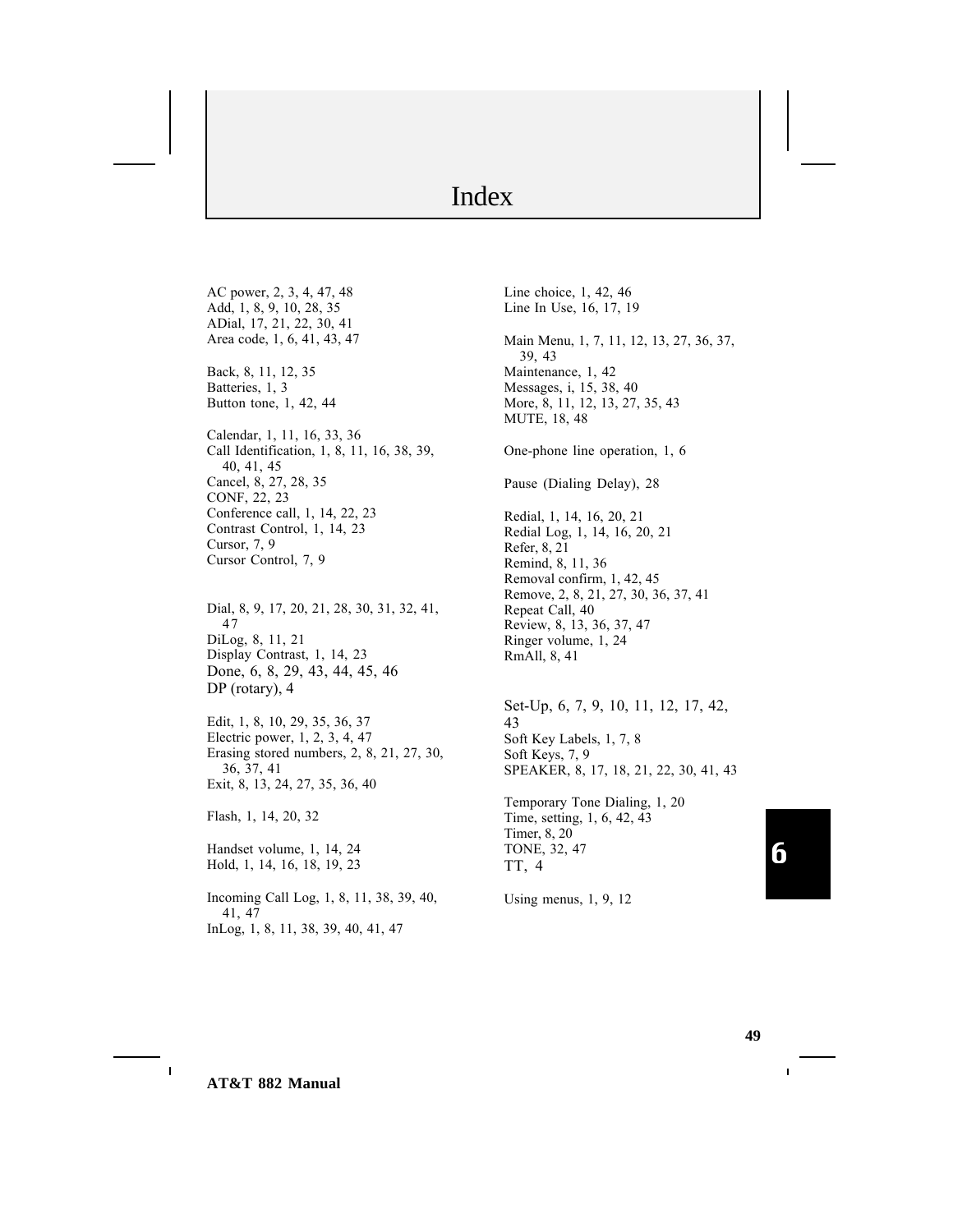# Index

AC power, 2, 3, 4, 47, 48
Add, 1, 8, 9, 10, 28, 35
ADial, 17, 21, 22, 30, 41
Area code, 1, 6, 41, 43, 47

Back, 8, 11, 12, 35
Batteries, 1, 3
Button tone, 1, 42, 44

Calendar, 1, 11, 16, 33, 36
Call Identification, 1, 8, 11, 16, 38, 39, 40, 41, 45
Cancel, 8, 27, 28, 35
CONF, 22, 23
Conference call, 1, 14, 22, 23
Contrast Control, 1, 14, 23
Cursor, 7, 9
Cursor Control, 7, 9

Dial, 8, 9, 17, 20, 21, 28, 30, 31, 32, 41, 47
DiLog, 8, 11, 21
Display Contrast, 1, 14, 23
Done, 6, 8, 29, 43, 44, 45, 46
DP (rotary), 4

Edit, 1, 8, 10, 29, 35, 36, 37
Electric power, 1, 2, 3, 4, 47
Erasing stored numbers, 2, 8, 21, 27, 30, 36, 37, 41
Exit, 8, 13, 24, 27, 35, 36, 40

Flash, 1, 14, 20, 32

Handset volume, 1, 14, 24
Hold, 1, 14, 16, 18, 19, 23

Incoming Call Log, 1, 8, 11, 38, 39, 40, 41, 47
InLog, 1, 8, 11, 38, 39, 40, 41, 47

Line choice, 1, 42, 46
Line In Use, 16, 17, 19

Main Menu, 1, 7, 11, 12, 13, 27, 36, 37, 39, 43
Maintenance, 1, 42
Messages, i, 15, 38, 40
More, 8, 11, 12, 13, 27, 35, 43
MUTE, 18, 48

One-phone line operation, 1, 6

Pause (Dialing Delay), 28

Redial, 1, 14, 16, 20, 21
Redial Log, 1, 14, 16, 20, 21
Refer, 8, 21
Remind, 8, 11, 36
Removal confirm, 1, 42, 45
Remove, 2, 8, 21, 27, 30, 36, 37, 41
Repeat Call, 40
Review, 8, 13, 36, 37, 47
Ringer volume, 1, 24
RmAll, 8, 41

Set-Up, 6, 7, 9, 10, 11, 12, 17, 42, 43
Soft Key Labels, 1, 7, 8
Soft Keys, 7, 9
SPEAKER, 8, 17, 18, 21, 22, 30, 41, 43

Temporary Tone Dialing, 1, 20
Time, setting, 1, 6, 42, 43
Timer, 8, 20
TONE, 32, 47
TT, 4

Using menus, 1, 9, 12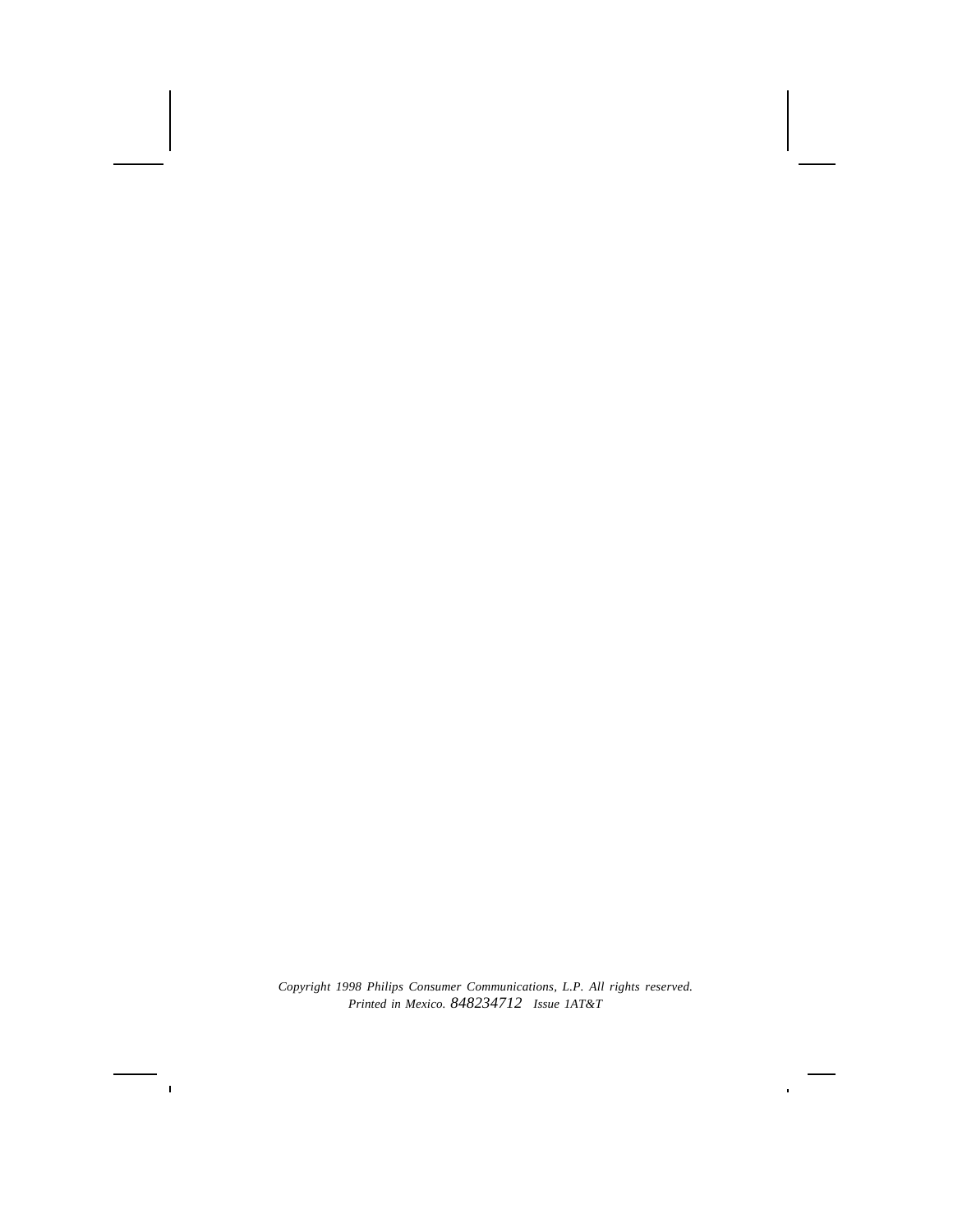*Copyright 1998 Philips Consumer Communications, L.P. All rights reserved.*
*Printed in Mexico. 848234712 Issue 1AT&T*